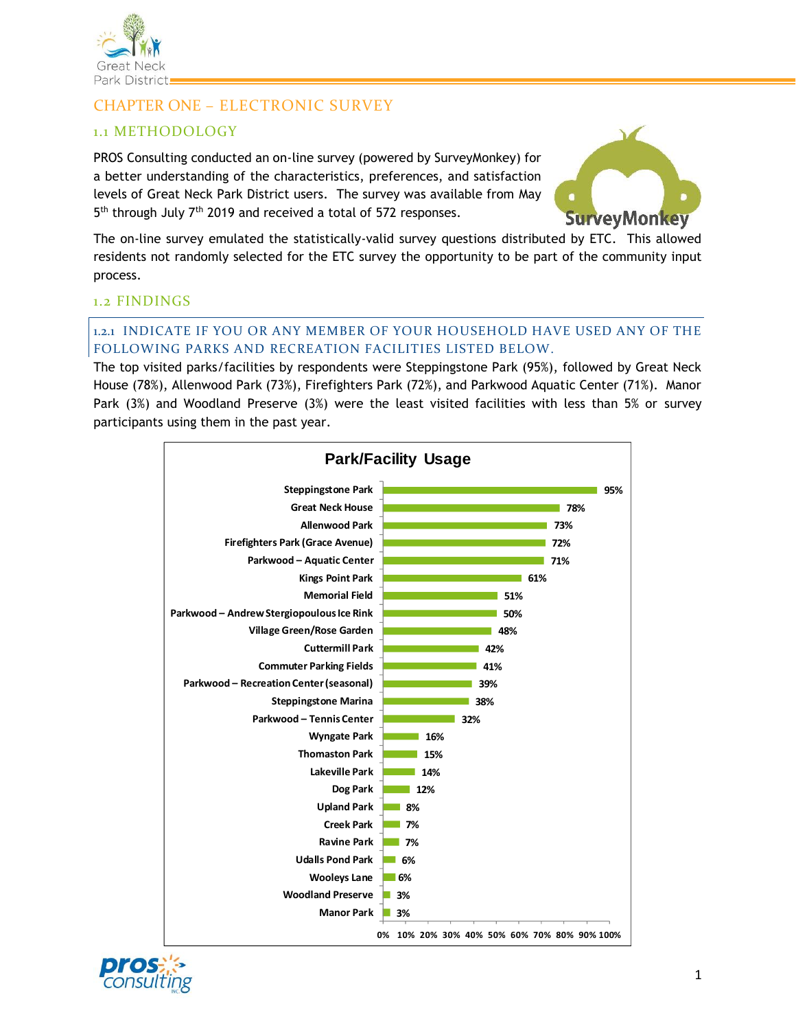# CHAPTER ONE – ELECTRONIC SURVEY

## 1.1 METHODOLOGY

PROS Consulting conducted an on-line survey (powered by SurveyMonkey) for a better understanding of the characteristics, preferences, and satisfaction levels of Great Neck Park District users. The survey was available from May 5th through July 7th 2019 and received a total of 572 responses.

The on-line survey emulated the statistically-valid survey questions distributed by ETC. This allowed residents not randomly selected for the ETC survey the opportunity to be part of the community input process.

## 1.2 FINDINGS

### 1.2.1 INDICATE IF YOU OR ANY MEMBER OF YOUR HOUSEHOLD HAVE USED ANY OF THE FOLLOWING PARKS AND RECREATION FACILITIES LISTED BELOW.

The top visited parks/facilities by respondents were Steppingstone Park (95%), followed by Great Neck House (78%), Allenwood Park (73%), Firefighters Park (72%), and Parkwood Aquatic Center (71%). Manor Park (3%) and Woodland Preserve (3%) were the least visited facilities with less than 5% or survey participants using them in the past year.

**Park/Facility Usage**

| Park/Facility | Usage |
|---|---|
| Steppingstone Park | 95% |
| Great Neck House | 78% |
| Allenwood Park | 73% |
| Firefighters Park (Grace Avenue) | 72% |
| Parkwood – Aquatic Center | 71% |
| Kings Point Park | 61% |
| Memorial Field | 51% |
| Parkwood – Andrew Stergiopoulous Ice Rink | 50% |
| Village Green/Rose Garden | 48% |
| Cuttermill Park | 42% |
| Commuter Parking Fields | 41% |
| Parkwood – Recreation Center (seasonal) | 39% |
| Steppingstone Marina | 38% |
| Parkwood – Tennis Center | 32% |
| Wyngate Park | 16% |
| Thomaston Park | 15% |
| Lakeville Park | 14% |
| Dog Park | 12% |
| Upland Park | 8% |
| Creek Park | 7% |
| Ravine Park | 7% |
| Udalls Pond Park | 6% |
| Wooleys Lane | 6% |
| Woodland Preserve | 3% |
| Manor Park | 3% |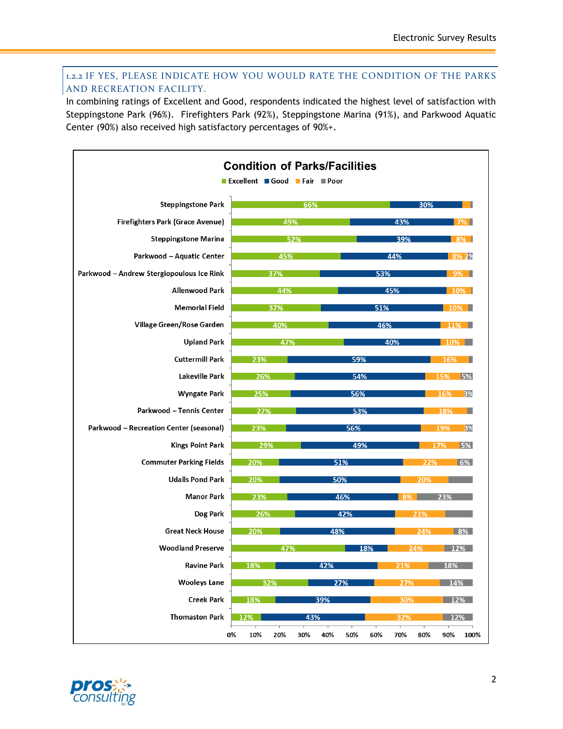### 1.2.2 IF YES, PLEASE INDICATE HOW YOU WOULD RATE THE CONDITION OF THE PARKS AND RECREATION FACILITY.

In combining ratings of Excellent and Good, respondents indicated the highest level of satisfaction with Steppingstone Park (96%). Firefighters Park (92%), Steppingstone Marina (91%), and Parkwood Aquatic Center (90%) also received high satisfactory percentages of 90%+.

**Condition of Parks/Facilities**

| Park/Facility | Excellent | Good | Fair | Poor |
|---|---|---|---|---|
| Steppingstone Park | 66% | 30% | | |
| Firefighters Park (Grace Avenue) | 49% | 43% | 7% | |
| Steppingstone Marina | 52% | 39% | 8% | |
| Parkwood – Aquatic Center | 45% | 44% | 8% | 2% |
| Parkwood – Andrew Stergiopoulous Ice Rink | 37% | 53% | 9% | |
| Allenwood Park | 44% | 45% | 10% | |
| Memorial Field | 37% | 51% | 10% | |
| Village Green/Rose Garden | 40% | 46% | 11% | |
| Upland Park | 47% | 40% | 10% | |
| Cuttermill Park | 23% | 59% | 16% | |
| Lakeville Park | 26% | 54% | 15% | 5% |
| Wyngate Park | 25% | 56% | 16% | 3% |
| Parkwood – Tennis Center | 27% | 53% | 18% | |
| Parkwood – Recreation Center (seasonal) | 23% | 56% | 19% | 3% |
| Kings Point Park | 29% | 49% | 17% | 5% |
| Commuter Parking Fields | 20% | 51% | 22% | 6% |
| Udalls Pond Park | 20% | 50% | 20% | |
| Manor Park | 23% | 46% | 8% | 23% |
| Dog Park | 26% | 42% | 21% | |
| Great Neck House | 20% | 48% | 24% | 8% |
| Woodland Preserve | 47% | 18% | 24% | 12% |
| Ravine Park | 18% | 42% | 21% | 18% |
| Wooleys Lane | 32% | 27% | 27% | 14% |
| Creek Park | 18% | 39% | 30% | 12% |
| Thomaston Park | 12% | 43% | 32% | 12% |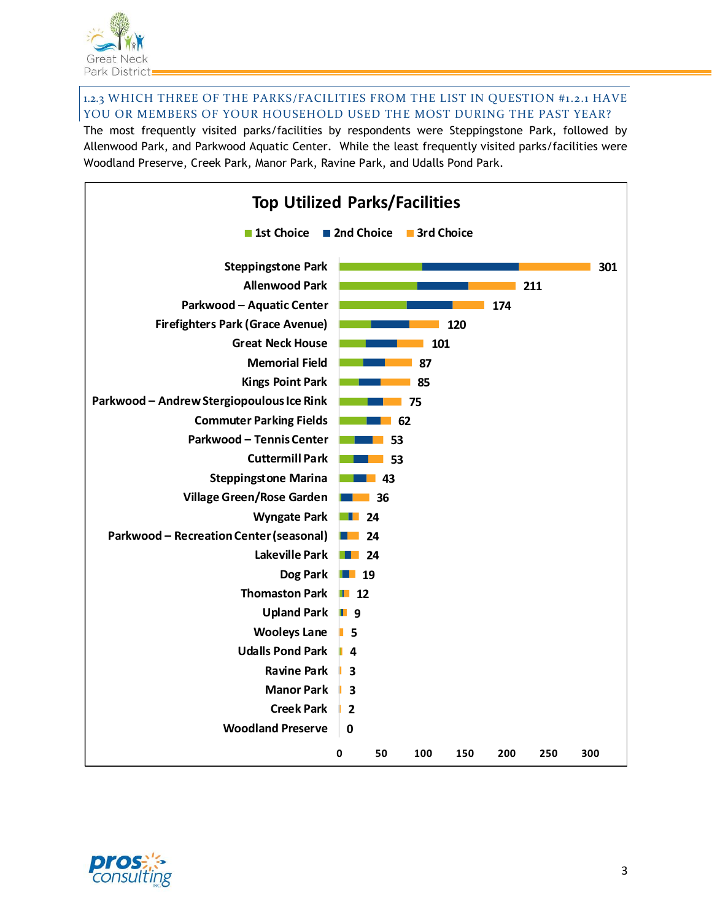### 1.2.3 WHICH THREE OF THE PARKS/FACILITIES FROM THE LIST IN QUESTION #1.2.1 HAVE YOU OR MEMBERS OF YOUR HOUSEHOLD USED THE MOST DURING THE PAST YEAR?

The most frequently visited parks/facilities by respondents were Steppingstone Park, followed by Allenwood Park, and Parkwood Aquatic Center. While the least frequently visited parks/facilities were Woodland Preserve, Creek Park, Manor Park, Ravine Park, and Udalls Pond Park.

**Top Utilized Parks/Facilities**

(1st Choice, 2nd Choice, 3rd Choice)

| Park/Facility | Total |
|---|---|
| Steppingstone Park | 301 |
| Allenwood Park | 211 |
| Parkwood – Aquatic Center | 174 |
| Firefighters Park (Grace Avenue) | 120 |
| Great Neck House | 101 |
| Memorial Field | 87 |
| Kings Point Park | 85 |
| Parkwood – Andrew Stergiopoulous Ice Rink | 75 |
| Commuter Parking Fields | 62 |
| Parkwood – Tennis Center | 53 |
| Cuttermill Park | 53 |
| Steppingstone Marina | 43 |
| Village Green/Rose Garden | 36 |
| Wyngate Park | 24 |
| Parkwood – Recreation Center (seasonal) | 24 |
| Lakeville Park | 24 |
| Dog Park | 19 |
| Thomaston Park | 12 |
| Upland Park | 9 |
| Wooleys Lane | 5 |
| Udalls Pond Park | 4 |
| Ravine Park | 3 |
| Manor Park | 3 |
| Creek Park | 2 |
| Woodland Preserve | 0 |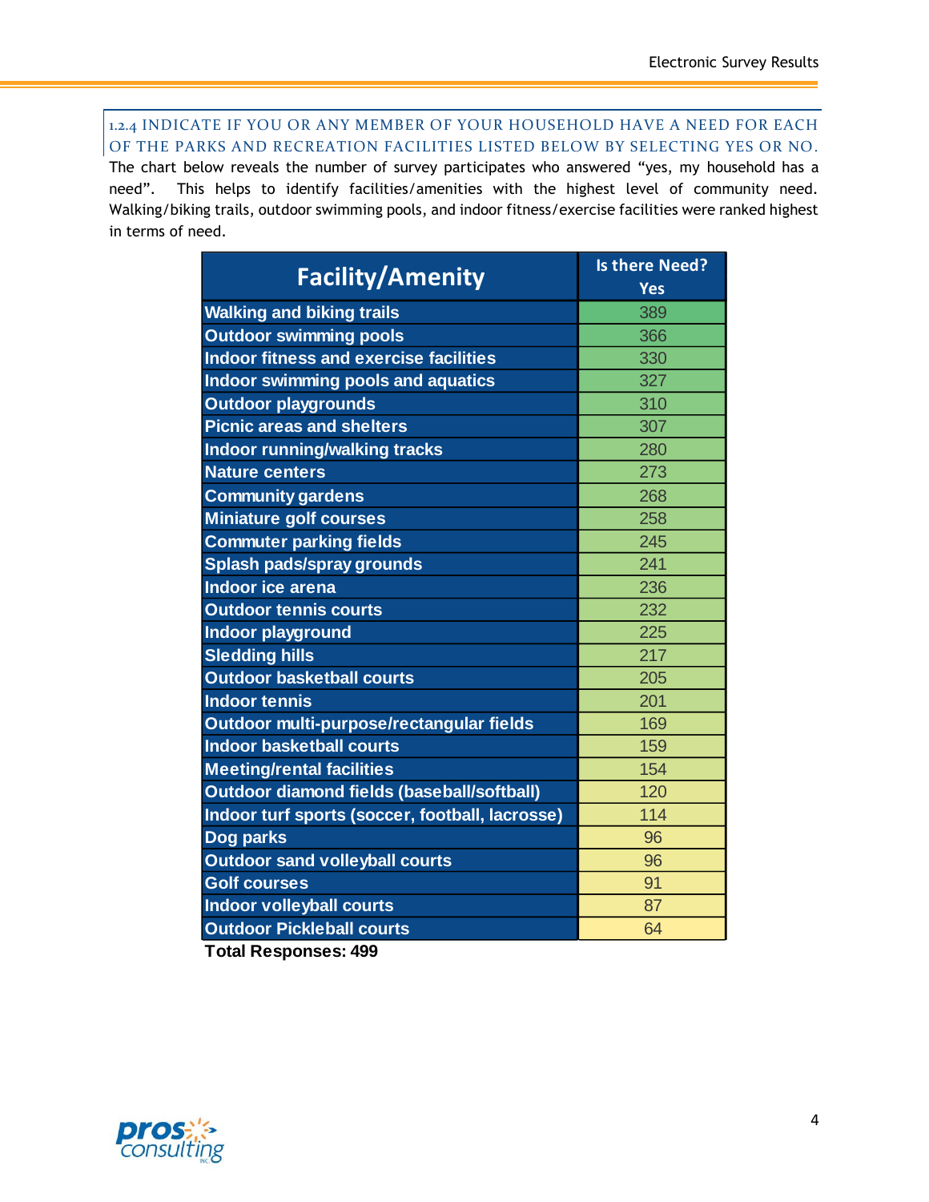### 1.2.4 INDICATE IF YOU OR ANY MEMBER OF YOUR HOUSEHOLD HAVE A NEED FOR EACH OF THE PARKS AND RECREATION FACILITIES LISTED BELOW BY SELECTING YES OR NO.

The chart below reveals the number of survey participates who answered "yes, my household has a need". This helps to identify facilities/amenities with the highest level of community need. Walking/biking trails, outdoor swimming pools, and indoor fitness/exercise facilities were ranked highest in terms of need.

| Facility/Amenity | Is there Need? Yes |
|---|---|
| Walking and biking trails | 389 |
| Outdoor swimming pools | 366 |
| Indoor fitness and exercise facilities | 330 |
| Indoor swimming pools and aquatics | 327 |
| Outdoor playgrounds | 310 |
| Picnic areas and shelters | 307 |
| Indoor running/walking tracks | 280 |
| Nature centers | 273 |
| Community gardens | 268 |
| Miniature golf courses | 258 |
| Commuter parking fields | 245 |
| Splash pads/spray grounds | 241 |
| Indoor ice arena | 236 |
| Outdoor tennis courts | 232 |
| Indoor playground | 225 |
| Sledding hills | 217 |
| Outdoor basketball courts | 205 |
| Indoor tennis | 201 |
| Outdoor multi-purpose/rectangular fields | 169 |
| Indoor basketball courts | 159 |
| Meeting/rental facilities | 154 |
| Outdoor diamond fields (baseball/softball) | 120 |
| Indoor turf sports (soccer, football, lacrosse) | 114 |
| Dog parks | 96 |
| Outdoor sand volleyball courts | 96 |
| Golf courses | 91 |
| Indoor volleyball courts | 87 |
| Outdoor Pickleball courts | 64 |

**Total Responses: 499**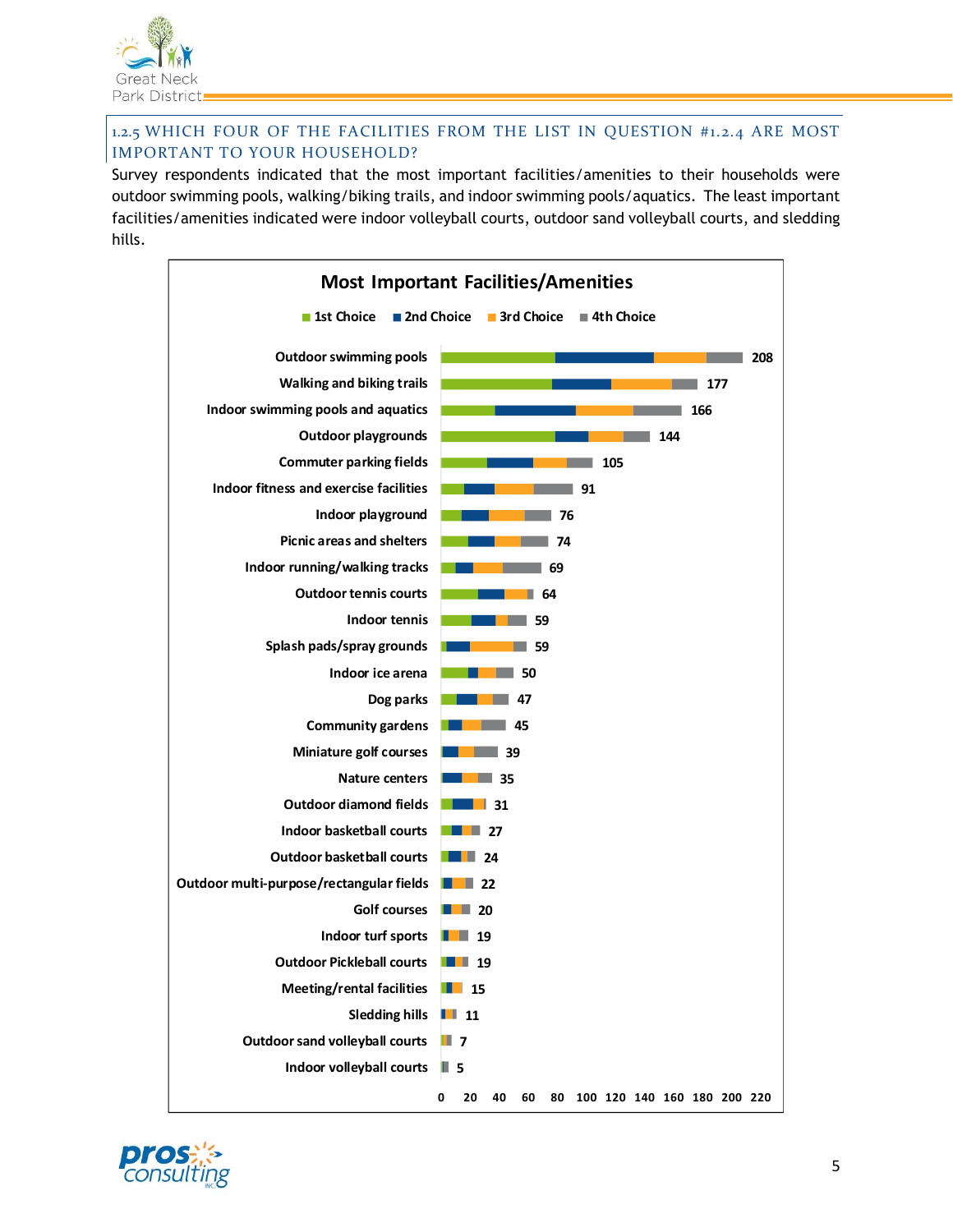### 1.2.5 WHICH FOUR OF THE FACILITIES FROM THE LIST IN QUESTION #1.2.4 ARE MOST IMPORTANT TO YOUR HOUSEHOLD?

Survey respondents indicated that the most important facilities/amenities to their households were outdoor swimming pools, walking/biking trails, and indoor swimming pools/aquatics. The least important facilities/amenities indicated were indoor volleyball courts, outdoor sand volleyball courts, and sledding hills.

**Most Important Facilities/Amenities**

(1st Choice, 2nd Choice, 3rd Choice, 4th Choice)

| Facility/Amenity | Total |
|---|---|
| Outdoor swimming pools | 208 |
| Walking and biking trails | 177 |
| Indoor swimming pools and aquatics | 166 |
| Outdoor playgrounds | 144 |
| Commuter parking fields | 105 |
| Indoor fitness and exercise facilities | 91 |
| Indoor playground | 76 |
| Picnic areas and shelters | 74 |
| Indoor running/walking tracks | 69 |
| Outdoor tennis courts | 64 |
| Indoor tennis | 59 |
| Splash pads/spray grounds | 59 |
| Indoor ice arena | 50 |
| Dog parks | 47 |
| Community gardens | 45 |
| Miniature golf courses | 39 |
| Nature centers | 35 |
| Outdoor diamond fields | 31 |
| Indoor basketball courts | 27 |
| Outdoor basketball courts | 24 |
| Outdoor multi-purpose/rectangular fields | 22 |
| Golf courses | 20 |
| Indoor turf sports | 19 |
| Outdoor Pickleball courts | 19 |
| Meeting/rental facilities | 15 |
| Sledding hills | 11 |
| Outdoor sand volleyball courts | 7 |
| Indoor volleyball courts | 5 |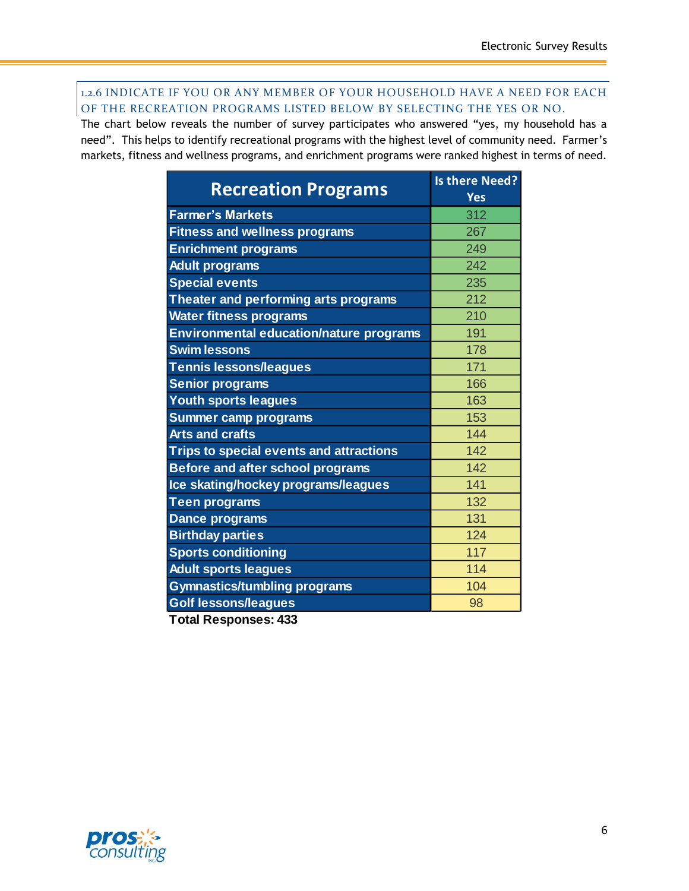### 1.2.6 INDICATE IF YOU OR ANY MEMBER OF YOUR HOUSEHOLD HAVE A NEED FOR EACH OF THE RECREATION PROGRAMS LISTED BELOW BY SELECTING THE YES OR NO.

The chart below reveals the number of survey participates who answered "yes, my household has a need". This helps to identify recreational programs with the highest level of community need. Farmer's markets, fitness and wellness programs, and enrichment programs were ranked highest in terms of need.

| Recreation Programs | Is there Need? Yes |
|---|---|
| Farmer's Markets | 312 |
| Fitness and wellness programs | 267 |
| Enrichment programs | 249 |
| Adult programs | 242 |
| Special events | 235 |
| Theater and performing arts programs | 212 |
| Water fitness programs | 210 |
| Environmental education/nature programs | 191 |
| Swim lessons | 178 |
| Tennis lessons/leagues | 171 |
| Senior programs | 166 |
| Youth sports leagues | 163 |
| Summer camp programs | 153 |
| Arts and crafts | 144 |
| Trips to special events and attractions | 142 |
| Before and after school programs | 142 |
| Ice skating/hockey programs/leagues | 141 |
| Teen programs | 132 |
| Dance programs | 131 |
| Birthday parties | 124 |
| Sports conditioning | 117 |
| Adult sports leagues | 114 |
| Gymnastics/tumbling programs | 104 |
| Golf lessons/leagues | 98 |

**Total Responses: 433**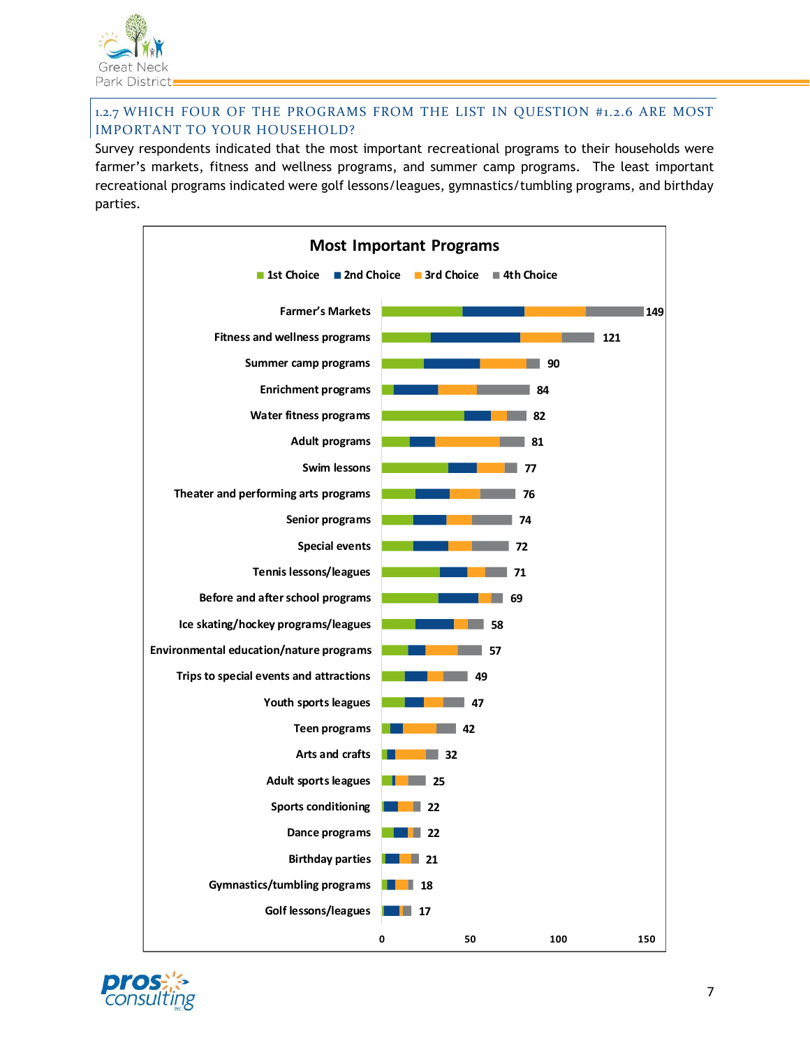### 1.2.7 WHICH FOUR OF THE PROGRAMS FROM THE LIST IN QUESTION #1.2.6 ARE MOST IMPORTANT TO YOUR HOUSEHOLD?

Survey respondents indicated that the most important recreational programs to their households were farmer's markets, fitness and wellness programs, and summer camp programs. The least important recreational programs indicated were golf lessons/leagues, gymnastics/tumbling programs, and birthday parties.

**Most Important Programs**

(Legend: 1st Choice, 2nd Choice, 3rd Choice, 4th Choice)

| Program | Total |
|---|---|
| Farmer's Markets | 149 |
| Fitness and wellness programs | 121 |
| Summer camp programs | 90 |
| Enrichment programs | 84 |
| Water fitness programs | 82 |
| Adult programs | 81 |
| Swim lessons | 77 |
| Theater and performing arts programs | 76 |
| Senior programs | 74 |
| Special events | 72 |
| Tennis lessons/leagues | 71 |
| Before and after school programs | 69 |
| Ice skating/hockey programs/leagues | 58 |
| Environmental education/nature programs | 57 |
| Trips to special events and attractions | 49 |
| Youth sports leagues | 47 |
| Teen programs | 42 |
| Arts and crafts | 32 |
| Adult sports leagues | 25 |
| Sports conditioning | 22 |
| Dance programs | 22 |
| Birthday parties | 21 |
| Gymnastics/tumbling programs | 18 |
| Golf lessons/leagues | 17 |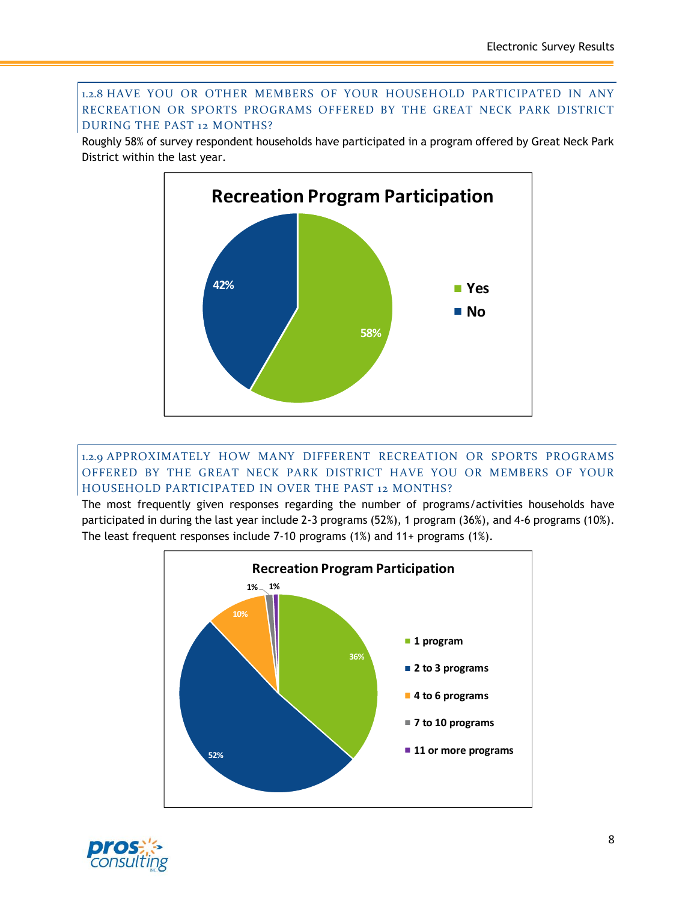### 1.2.8 HAVE YOU OR OTHER MEMBERS OF YOUR HOUSEHOLD PARTICIPATED IN ANY RECREATION OR SPORTS PROGRAMS OFFERED BY THE GREAT NECK PARK DISTRICT DURING THE PAST 12 MONTHS?

Roughly 58% of survey respondent households have participated in a program offered by Great Neck Park District within the last year.

**Recreation Program Participation**

| Response | Percent |
|---|---|
| Yes | 58% |
| No | 42% |

### 1.2.9 APPROXIMATELY HOW MANY DIFFERENT RECREATION OR SPORTS PROGRAMS OFFERED BY THE GREAT NECK PARK DISTRICT HAVE YOU OR MEMBERS OF YOUR HOUSEHOLD PARTICIPATED IN OVER THE PAST 12 MONTHS?

The most frequently given responses regarding the number of programs/activities households have participated in during the last year include 2-3 programs (52%), 1 program (36%), and 4-6 programs (10%). The least frequent responses include 7-10 programs (1%) and 11+ programs (1%).

**Recreation Program Participation**

| Response | Percent |
|---|---|
| 1 program | 36% |
| 2 to 3 programs | 52% |
| 4 to 6 programs | 10% |
| 7 to 10 programs | 1% |
| 11 or more programs | 1% |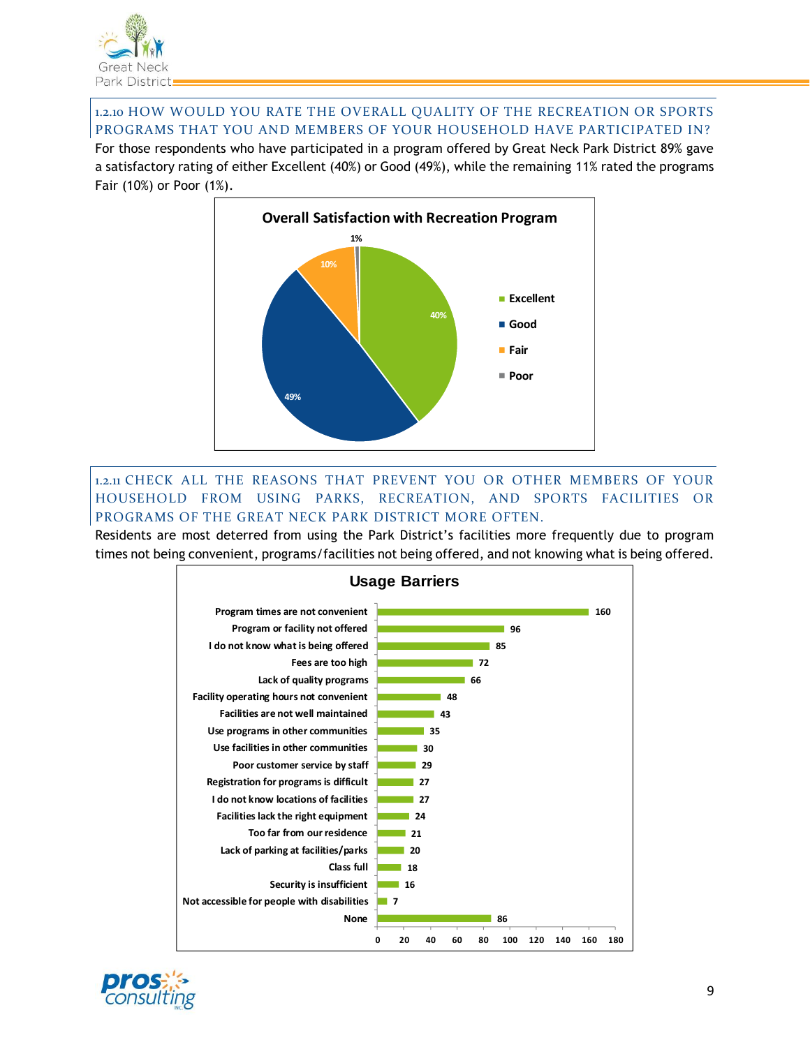### 1.2.10 HOW WOULD YOU RATE THE OVERALL QUALITY OF THE RECREATION OR SPORTS PROGRAMS THAT YOU AND MEMBERS OF YOUR HOUSEHOLD HAVE PARTICIPATED IN?

For those respondents who have participated in a program offered by Great Neck Park District 89% gave a satisfactory rating of either Excellent (40%) or Good (49%), while the remaining 11% rated the programs Fair (10%) or Poor (1%).

**Overall Satisfaction with Recreation Program**

| Rating | Percent |
|---|---|
| Excellent | 40% |
| Good | 49% |
| Fair | 10% |
| Poor | 1% |

### 1.2.11 CHECK ALL THE REASONS THAT PREVENT YOU OR OTHER MEMBERS OF YOUR HOUSEHOLD FROM USING PARKS, RECREATION, AND SPORTS FACILITIES OR PROGRAMS OF THE GREAT NECK PARK DISTRICT MORE OFTEN.

Residents are most deterred from using the Park District's facilities more frequently due to program times not being convenient, programs/facilities not being offered, and not knowing what is being offered.

**Usage Barriers**

| Barrier | Responses |
|---|---|
| Program times are not convenient | 160 |
| Program or facility not offered | 96 |
| I do not know what is being offered | 85 |
| Fees are too high | 72 |
| Lack of quality programs | 66 |
| Facility operating hours not convenient | 48 |
| Facilities are not well maintained | 43 |
| Use programs in other communities | 35 |
| Use facilities in other communities | 30 |
| Poor customer service by staff | 29 |
| Registration for programs is difficult | 27 |
| I do not know locations of facilities | 27 |
| Facilities lack the right equipment | 24 |
| Too far from our residence | 21 |
| Lack of parking at facilities/parks | 20 |
| Class full | 18 |
| Security is insufficient | 16 |
| Not accessible for people with disabilities | 7 |
| None | 86 |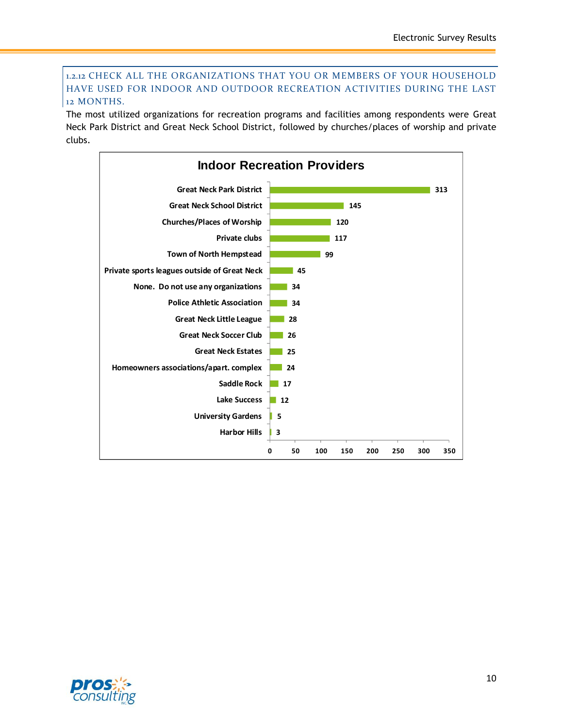### 1.2.12 CHECK ALL THE ORGANIZATIONS THAT YOU OR MEMBERS OF YOUR HOUSEHOLD HAVE USED FOR INDOOR AND OUTDOOR RECREATION ACTIVITIES DURING THE LAST 12 MONTHS.

The most utilized organizations for recreation programs and facilities among respondents were Great Neck Park District and Great Neck School District, followed by churches/places of worship and private clubs.

**Indoor Recreation Providers**

| Organization | Responses |
|---|---|
| Great Neck Park District | 313 |
| Great Neck School District | 145 |
| Churches/Places of Worship | 120 |
| Private clubs | 117 |
| Town of North Hempstead | 99 |
| Private sports leagues outside of Great Neck | 45 |
| None. Do not use any organizations | 34 |
| Police Athletic Association | 34 |
| Great Neck Little League | 28 |
| Great Neck Soccer Club | 26 |
| Great Neck Estates | 25 |
| Homeowners associations/apart. complex | 24 |
| Saddle Rock | 17 |
| Lake Success | 12 |
| University Gardens | 5 |
| Harbor Hills | 3 |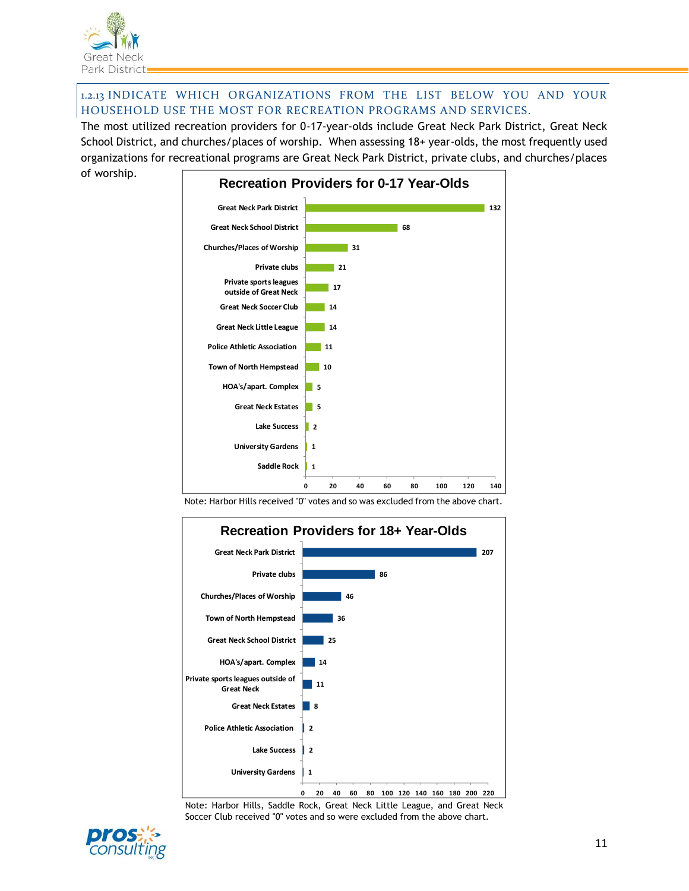### 1.2.13 INDICATE WHICH ORGANIZATIONS FROM THE LIST BELOW YOU AND YOUR HOUSEHOLD USE THE MOST FOR RECREATION PROGRAMS AND SERVICES.

The most utilized recreation providers for 0-17-year-olds include Great Neck Park District, Great Neck School District, and churches/places of worship. When assessing 18+ year-olds, the most frequently used organizations for recreational programs are Great Neck Park District, private clubs, and churches/places of worship.

**Recreation Providers for 0-17 Year-Olds**

| Provider | Count |
|---|---|
| Great Neck Park District | 132 |
| Great Neck School District | 68 |
| Churches/Places of Worship | 31 |
| Private clubs | 21 |
| Private sports leagues outside of Great Neck | 17 |
| Great Neck Soccer Club | 14 |
| Great Neck Little League | 14 |
| Police Athletic Association | 11 |
| Town of North Hempstead | 10 |
| HOA's/apart. Complex | 5 |
| Great Neck Estates | 5 |
| Lake Success | 2 |
| University Gardens | 1 |
| Saddle Rock | 1 |

Note: Harbor Hills received "0" votes and so was excluded from the above chart.

**Recreation Providers for 18+ Year-Olds**

| Provider | Count |
|---|---|
| Great Neck Park District | 207 |
| Private clubs | 86 |
| Churches/Places of Worship | 46 |
| Town of North Hempstead | 36 |
| Great Neck School District | 25 |
| HOA's/apart. Complex | 14 |
| Private sports leagues outside of Great Neck | 11 |
| Great Neck Estates | 8 |
| Police Athletic Association | 2 |
| Lake Success | 2 |
| University Gardens | 1 |

Note: Harbor Hills, Saddle Rock, Great Neck Little League, and Great Neck Soccer Club received "0" votes and so were excluded from the above chart.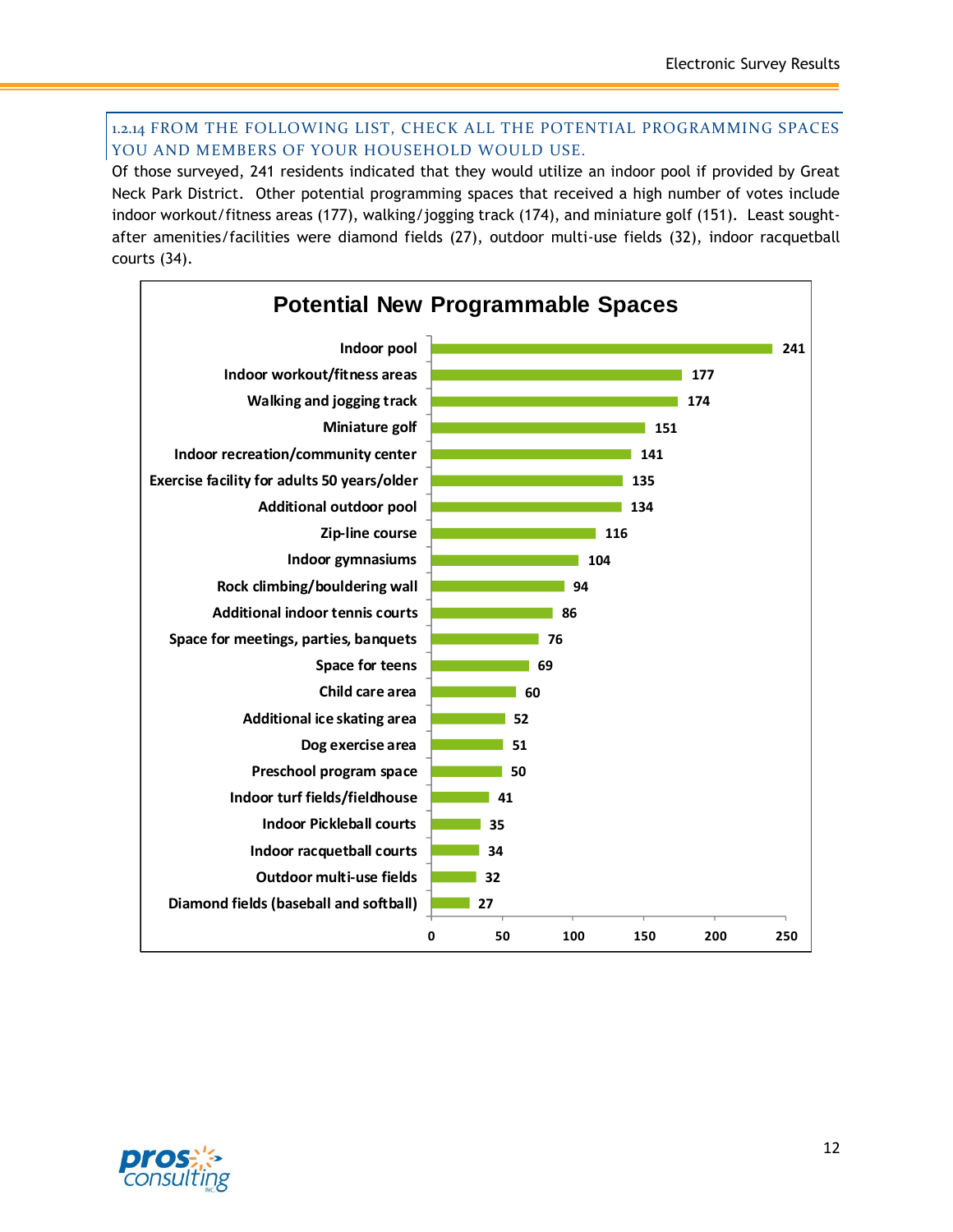### 1.2.14 FROM THE FOLLOWING LIST, CHECK ALL THE POTENTIAL PROGRAMMING SPACES YOU AND MEMBERS OF YOUR HOUSEHOLD WOULD USE.

Of those surveyed, 241 residents indicated that they would utilize an indoor pool if provided by Great Neck Park District. Other potential programming spaces that received a high number of votes include indoor workout/fitness areas (177), walking/jogging track (174), and miniature golf (151). Least sought-after amenities/facilities were diamond fields (27), outdoor multi-use fields (32), indoor racquetball courts (34).

**Potential New Programmable Spaces**

| Space | Responses |
|---|---|
| Indoor pool | 241 |
| Indoor workout/fitness areas | 177 |
| Walking and jogging track | 174 |
| Miniature golf | 151 |
| Indoor recreation/community center | 141 |
| Exercise facility for adults 50 years/older | 135 |
| Additional outdoor pool | 134 |
| Zip-line course | 116 |
| Indoor gymnasiums | 104 |
| Rock climbing/bouldering wall | 94 |
| Additional indoor tennis courts | 86 |
| Space for meetings, parties, banquets | 76 |
| Space for teens | 69 |
| Child care area | 60 |
| Additional ice skating area | 52 |
| Dog exercise area | 51 |
| Preschool program space | 50 |
| Indoor turf fields/fieldhouse | 41 |
| Indoor Pickleball courts | 35 |
| Indoor racquetball courts | 34 |
| Outdoor multi-use fields | 32 |
| Diamond fields (baseball and softball) | 27 |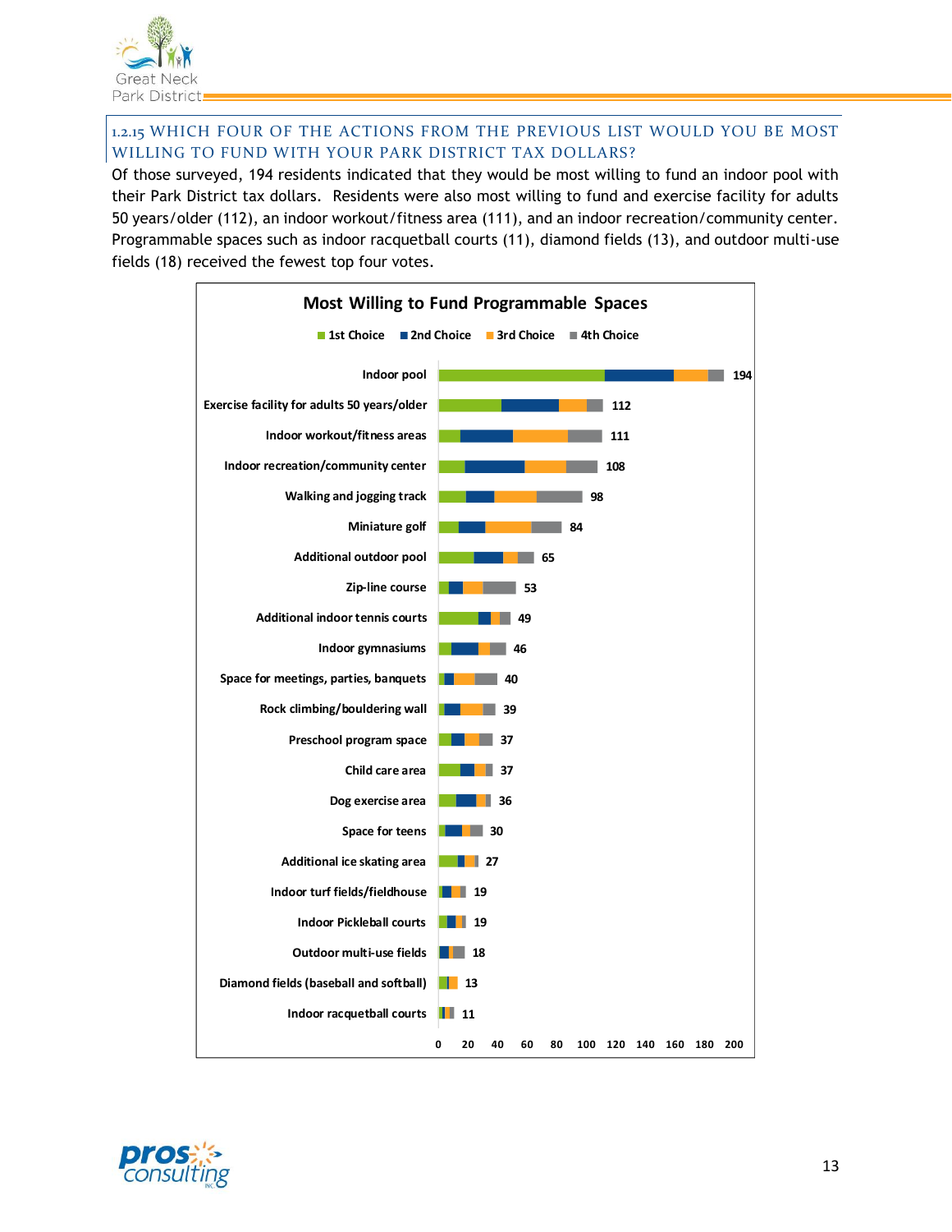### 1.2.15 WHICH FOUR OF THE ACTIONS FROM THE PREVIOUS LIST WOULD YOU BE MOST WILLING TO FUND WITH YOUR PARK DISTRICT TAX DOLLARS?

Of those surveyed, 194 residents indicated that they would be most willing to fund an indoor pool with their Park District tax dollars. Residents were also most willing to fund and exercise facility for adults 50 years/older (112), an indoor workout/fitness area (111), and an indoor recreation/community center. Programmable spaces such as indoor racquetball courts (11), diamond fields (13), and outdoor multi-use fields (18) received the fewest top four votes.

**Most Willing to Fund Programmable Spaces**

| Programmable Space | Total (1st–4th Choice) |
|---|---|
| Indoor pool | 194 |
| Exercise facility for adults 50 years/older | 112 |
| Indoor workout/fitness areas | 111 |
| Indoor recreation/community center | 108 |
| Walking and jogging track | 98 |
| Miniature golf | 84 |
| Additional outdoor pool | 65 |
| Zip-line course | 53 |
| Additional indoor tennis courts | 49 |
| Indoor gymnasiums | 46 |
| Space for meetings, parties, banquets | 40 |
| Rock climbing/bouldering wall | 39 |
| Preschool program space | 37 |
| Child care area | 37 |
| Dog exercise area | 36 |
| Space for teens | 30 |
| Additional ice skating area | 27 |
| Indoor turf fields/fieldhouse | 19 |
| Indoor Pickleball courts | 19 |
| Outdoor multi-use fields | 18 |
| Diamond fields (baseball and softball) | 13 |
| Indoor racquetball courts | 11 |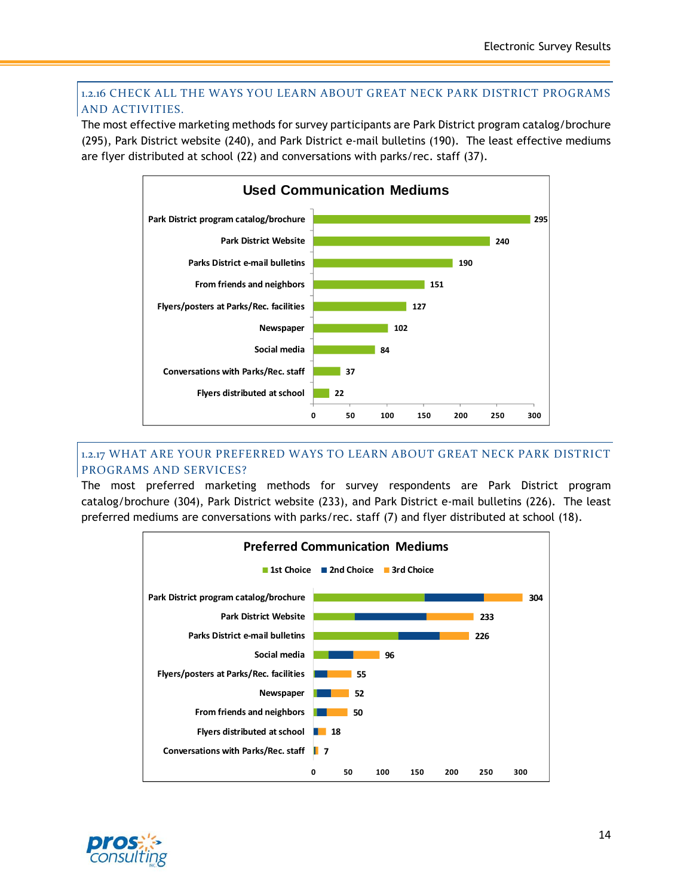### 1.2.16 CHECK ALL THE WAYS YOU LEARN ABOUT GREAT NECK PARK DISTRICT PROGRAMS AND ACTIVITIES.

The most effective marketing methods for survey participants are Park District program catalog/brochure (295), Park District website (240), and Park District e-mail bulletins (190). The least effective mediums are flyer distributed at school (22) and conversations with parks/rec. staff (37).

**Used Communication Mediums**

| Medium | Count |
|---|---|
| Park District program catalog/brochure | 295 |
| Park District Website | 240 |
| Parks District e-mail bulletins | 190 |
| From friends and neighbors | 151 |
| Flyers/posters at Parks/Rec. facilities | 127 |
| Newspaper | 102 |
| Social media | 84 |
| Conversations with Parks/Rec. staff | 37 |
| Flyers distributed at school | 22 |

### 1.2.17 WHAT ARE YOUR PREFERRED WAYS TO LEARN ABOUT GREAT NECK PARK DISTRICT PROGRAMS AND SERVICES?

The most preferred marketing methods for survey respondents are Park District program catalog/brochure (304), Park District website (233), and Park District e-mail bulletins (226). The least preferred mediums are conversations with parks/rec. staff (7) and flyer distributed at school (18).

**Preferred Communication Mediums** (1st Choice, 2nd Choice, 3rd Choice)

| Medium | Total |
|---|---|
| Park District program catalog/brochure | 304 |
| Park District Website | 233 |
| Parks District e-mail bulletins | 226 |
| Social media | 96 |
| Flyers/posters at Parks/Rec. facilities | 55 |
| Newspaper | 52 |
| From friends and neighbors | 50 |
| Flyers distributed at school | 18 |
| Conversations with Parks/Rec. staff | 7 |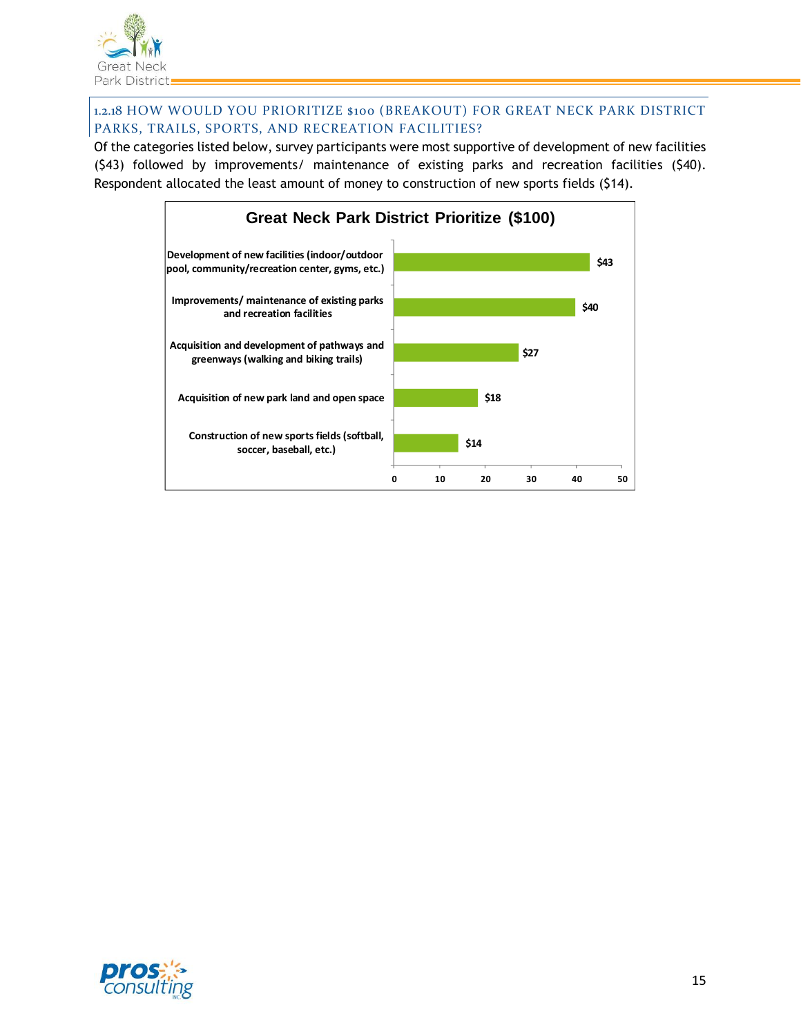### 1.2.18 HOW WOULD YOU PRIORITIZE $100 (BREAKOUT) FOR GREAT NECK PARK DISTRICT PARKS, TRAILS, SPORTS, AND RECREATION FACILITIES?

Of the categories listed below, survey participants were most supportive of development of new facilities ($43) followed by improvements/ maintenance of existing parks and recreation facilities ($40). Respondent allocated the least amount of money to construction of new sports fields ($14).

**Great Neck Park District Prioritize ($100)**

| Category | Amount |
|---|---|
| Development of new facilities (indoor/outdoor pool, community/recreation center, gyms, etc.) | $43 |
| Improvements/ maintenance of existing parks and recreation facilities | $40 |
| Acquisition and development of pathways and greenways (walking and biking trails) | $27 |
| Acquisition of new park land and open space | $18 |
| Construction of new sports fields (softball, soccer, baseball, etc.) | $14 |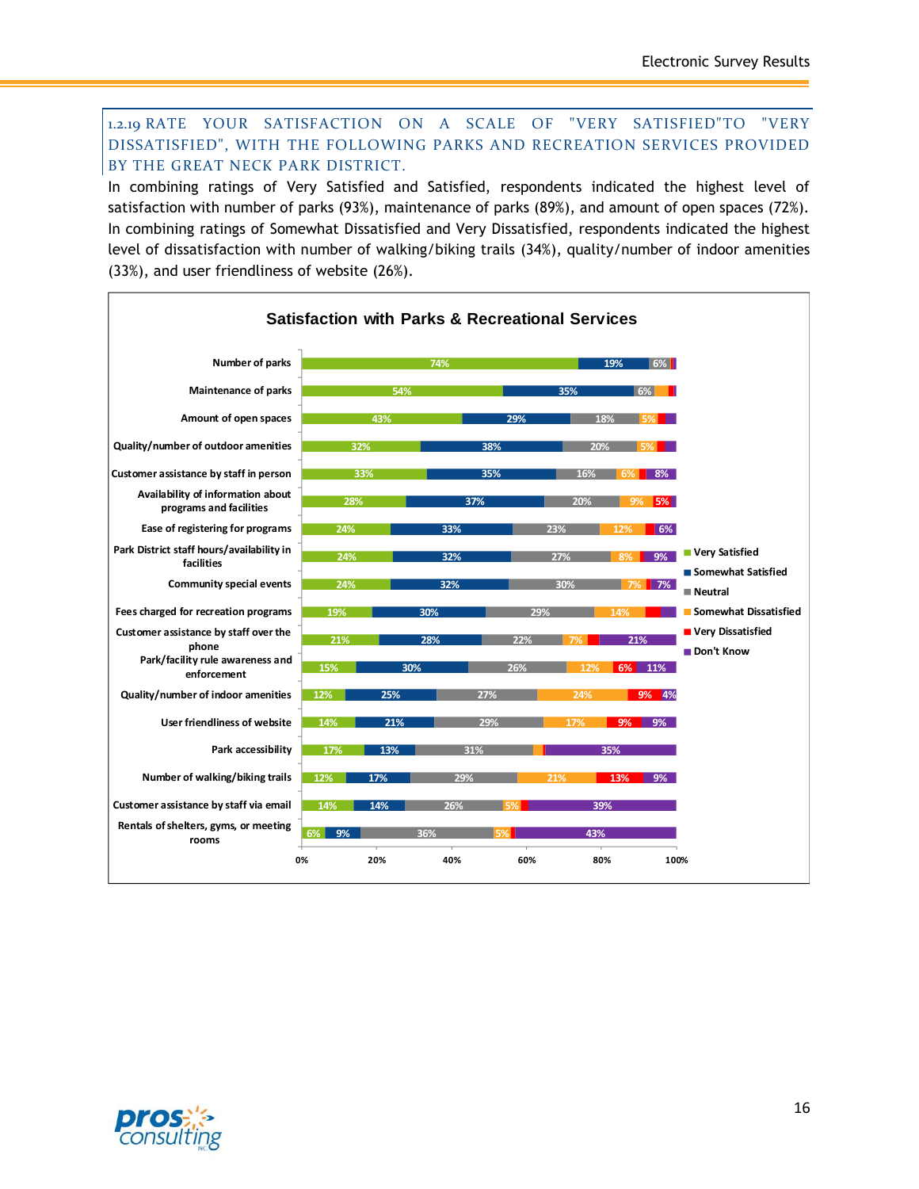### 1.2.19 RATE YOUR SATISFACTION ON A SCALE OF "VERY SATISFIED"TO "VERY DISSATISFIED", WITH THE FOLLOWING PARKS AND RECREATION SERVICES PROVIDED BY THE GREAT NECK PARK DISTRICT.

In combining ratings of Very Satisfied and Satisfied, respondents indicated the highest level of satisfaction with number of parks (93%), maintenance of parks (89%), and amount of open spaces (72%). In combining ratings of Somewhat Dissatisfied and Very Dissatisfied, respondents indicated the highest level of dissatisfaction with number of walking/biking trails (34%), quality/number of indoor amenities (33%), and user friendliness of website (26%).

**Satisfaction with Parks & Recreational Services**

| Service | Very Satisfied | Somewhat Satisfied | Neutral | Somewhat Dissatisfied | Very Dissatisfied | Don't Know |
|---|---|---|---|---|---|---|
| Number of parks | 74% | 19% | 6% | | | |
| Maintenance of parks | 54% | 35% | 6% | | | |
| Amount of open spaces | 43% | 29% | 18% | 5% | | |
| Quality/number of outdoor amenities | 32% | 38% | 20% | 5% | | |
| Customer assistance by staff in person | 33% | 35% | 16% | 6% | | 8% |
| Availability of information about programs and facilities | 28% | 37% | 20% | 9% | 5% | |
| Ease of registering for programs | 24% | 33% | 23% | 12% | | 6% |
| Park District staff hours/availability in facilities | 24% | 32% | 27% | 8% | | 9% |
| Community special events | 24% | 32% | 30% | 7% | | 7% |
| Fees charged for recreation programs | 19% | 30% | 29% | 14% | | |
| Customer assistance by staff over the phone | 21% | 28% | 22% | 7% | | 21% |
| Park/facility rule awareness and enforcement | 15% | 30% | 26% | 12% | 6% | 11% |
| Quality/number of indoor amenities | 12% | 25% | 27% | 24% | 9% | 4% |
| User friendliness of website | 14% | 21% | 29% | 17% | 9% | 9% |
| Park accessibility | 17% | 13% | 31% | | | 35% |
| Number of walking/biking trails | 12% | 17% | 29% | 21% | 13% | 9% |
| Customer assistance by staff via email | 14% | 14% | 26% | 5% | | 39% |
| Rentals of shelters, gyms, or meeting rooms | 6% | 9% | 36% | 5% | | 43% |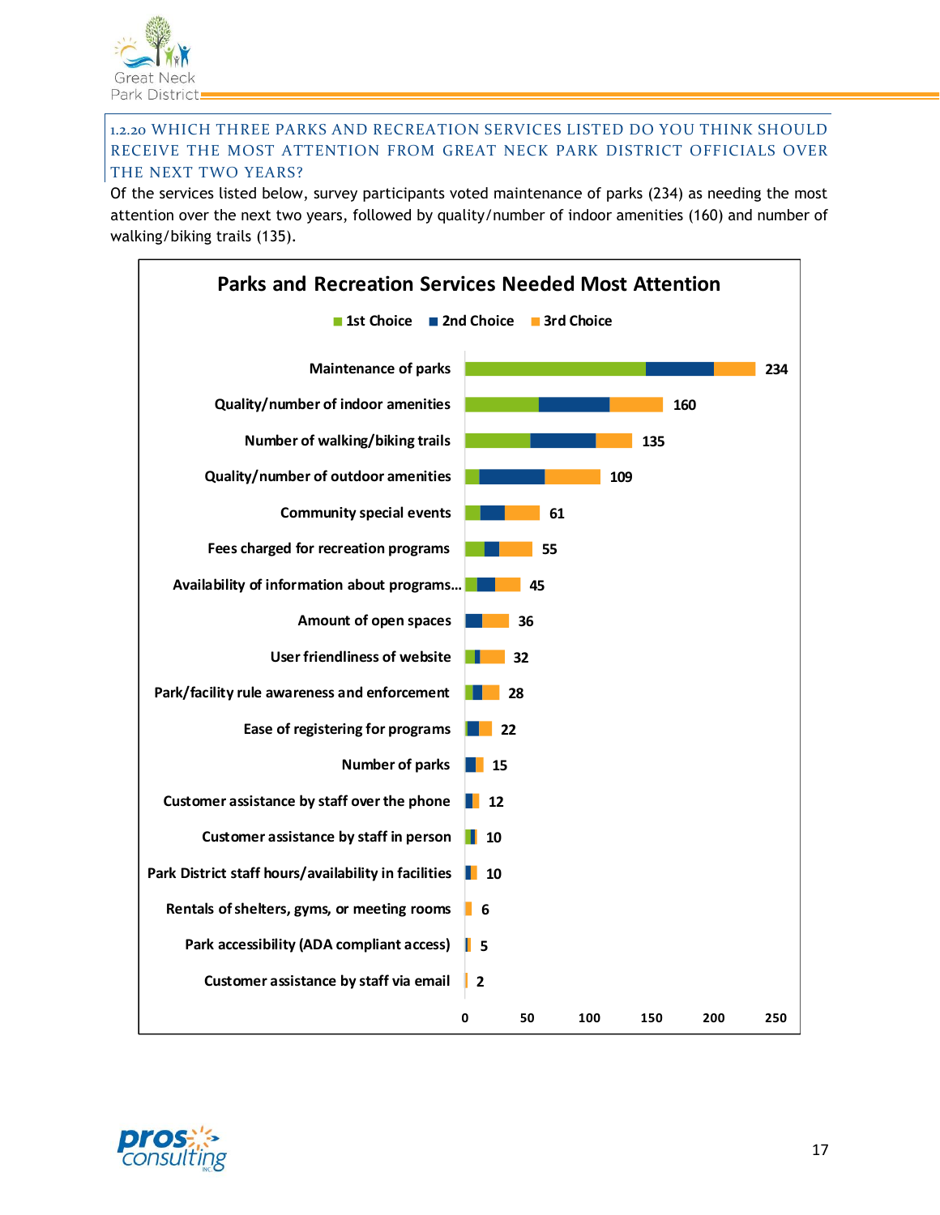### 1.2.20 WHICH THREE PARKS AND RECREATION SERVICES LISTED DO YOU THINK SHOULD RECEIVE THE MOST ATTENTION FROM GREAT NECK PARK DISTRICT OFFICIALS OVER THE NEXT TWO YEARS?

Of the services listed below, survey participants voted maintenance of parks (234) as needing the most attention over the next two years, followed by quality/number of indoor amenities (160) and number of walking/biking trails (135).

**Parks and Recreation Services Needed Most Attention**

Legend: 1st Choice, 2nd Choice, 3rd Choice

| Service | Total |
|---|---|
| Maintenance of parks | 234 |
| Quality/number of indoor amenities | 160 |
| Number of walking/biking trails | 135 |
| Quality/number of outdoor amenities | 109 |
| Community special events | 61 |
| Fees charged for recreation programs | 55 |
| Availability of information about programs… | 45 |
| Amount of open spaces | 36 |
| User friendliness of website | 32 |
| Park/facility rule awareness and enforcement | 28 |
| Ease of registering for programs | 22 |
| Number of parks | 15 |
| Customer assistance by staff over the phone | 12 |
| Customer assistance by staff in person | 10 |
| Park District staff hours/availability in facilities | 10 |
| Rentals of shelters, gyms, or meeting rooms | 6 |
| Park accessibility (ADA compliant access) | 5 |
| Customer assistance by staff via email | 2 |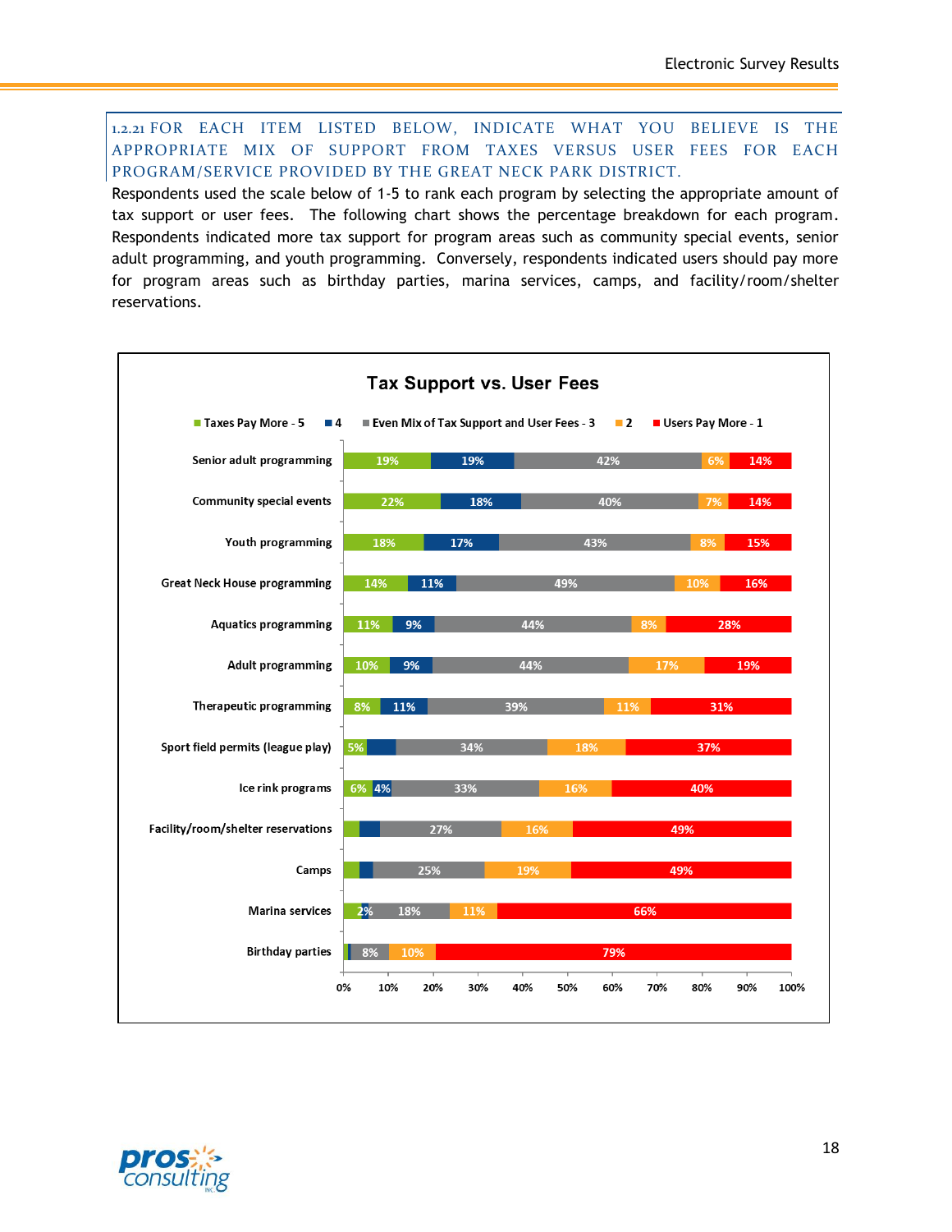### 1.2.21 FOR EACH ITEM LISTED BELOW, INDICATE WHAT YOU BELIEVE IS THE APPROPRIATE MIX OF SUPPORT FROM TAXES VERSUS USER FEES FOR EACH PROGRAM/SERVICE PROVIDED BY THE GREAT NECK PARK DISTRICT.

Respondents used the scale below of 1-5 to rank each program by selecting the appropriate amount of tax support or user fees. The following chart shows the percentage breakdown for each program. Respondents indicated more tax support for program areas such as community special events, senior adult programming, and youth programming. Conversely, respondents indicated users should pay more for program areas such as birthday parties, marina services, camps, and facility/room/shelter reservations.

**Tax Support vs. User Fees**

| Program | Taxes Pay More - 5 | 4 | Even Mix of Tax Support and User Fees - 3 | 2 | Users Pay More - 1 |
|---|---|---|---|---|---|
| Senior adult programming | 19% | 19% | 42% | 6% | 14% |
| Community special events | 22% | 18% | 40% | 7% | 14% |
| Youth programming | 18% | 17% | 43% | 8% | 15% |
| Great Neck House programming | 14% | 11% | 49% | 10% | 16% |
| Aquatics programming | 11% | 9% | 44% | 8% | 28% |
| Adult programming | 10% | 9% | 44% | 17% | 19% |
| Therapeutic programming | 8% | 11% | 39% | 11% | 31% |
| Sport field permits (league play) | 5% | | 34% | 18% | 37% |
| Ice rink programs | 6% | 4% | 33% | 16% | 40% |
| Facility/room/shelter reservations | | | 27% | 16% | 49% |
| Camps | | | 25% | 19% | 49% |
| Marina services | | 2% | 18% | 11% | 66% |
| Birthday parties | | | 8% | 10% | 79% |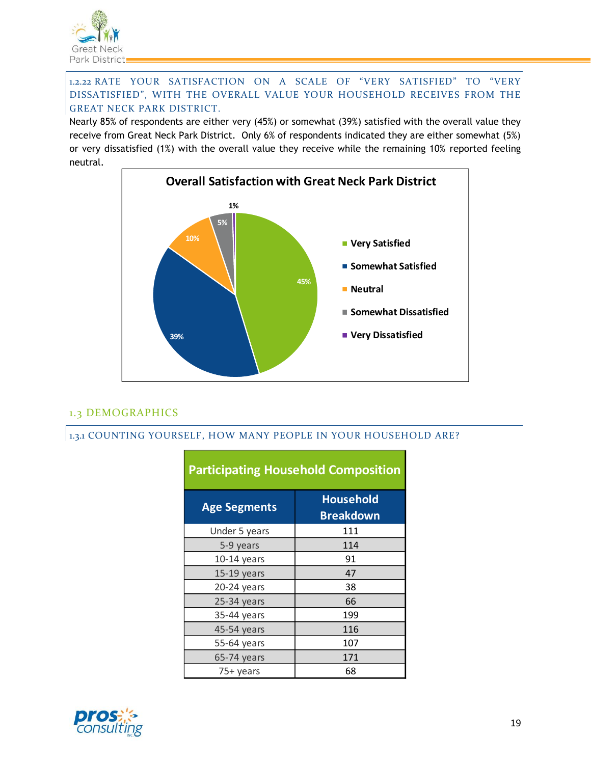#### 1.2.22 RATE YOUR SATISFACTION ON A SCALE OF "VERY SATISFIED" TO "VERY DISSATISFIED", WITH THE OVERALL VALUE YOUR HOUSEHOLD RECEIVES FROM THE GREAT NECK PARK DISTRICT.

Nearly 85% of respondents are either very (45%) or somewhat (39%) satisfied with the overall value they receive from Great Neck Park District. Only 6% of respondents indicated they are either somewhat (5%) or very dissatisfied (1%) with the overall value they receive while the remaining 10% reported feeling neutral.

**Overall Satisfaction with Great Neck Park District**

| Response | Percentage |
|---|---|
| Very Satisfied | 45% |
| Somewhat Satisfied | 39% |
| Neutral | 10% |
| Somewhat Dissatisfied | 5% |
| Very Dissatisfied | 1% |

## 1.3 DEMOGRAPHICS

#### 1.3.1 COUNTING YOURSELF, HOW MANY PEOPLE IN YOUR HOUSEHOLD ARE?

**Participating Household Composition**

| Age Segments | Household Breakdown |
|---|---|
| Under 5 years | 111 |
| 5-9 years | 114 |
| 10-14 years | 91 |
| 15-19 years | 47 |
| 20-24 years | 38 |
| 25-34 years | 66 |
| 35-44 years | 199 |
| 45-54 years | 116 |
| 55-64 years | 107 |
| 65-74 years | 171 |
| 75+ years | 68 |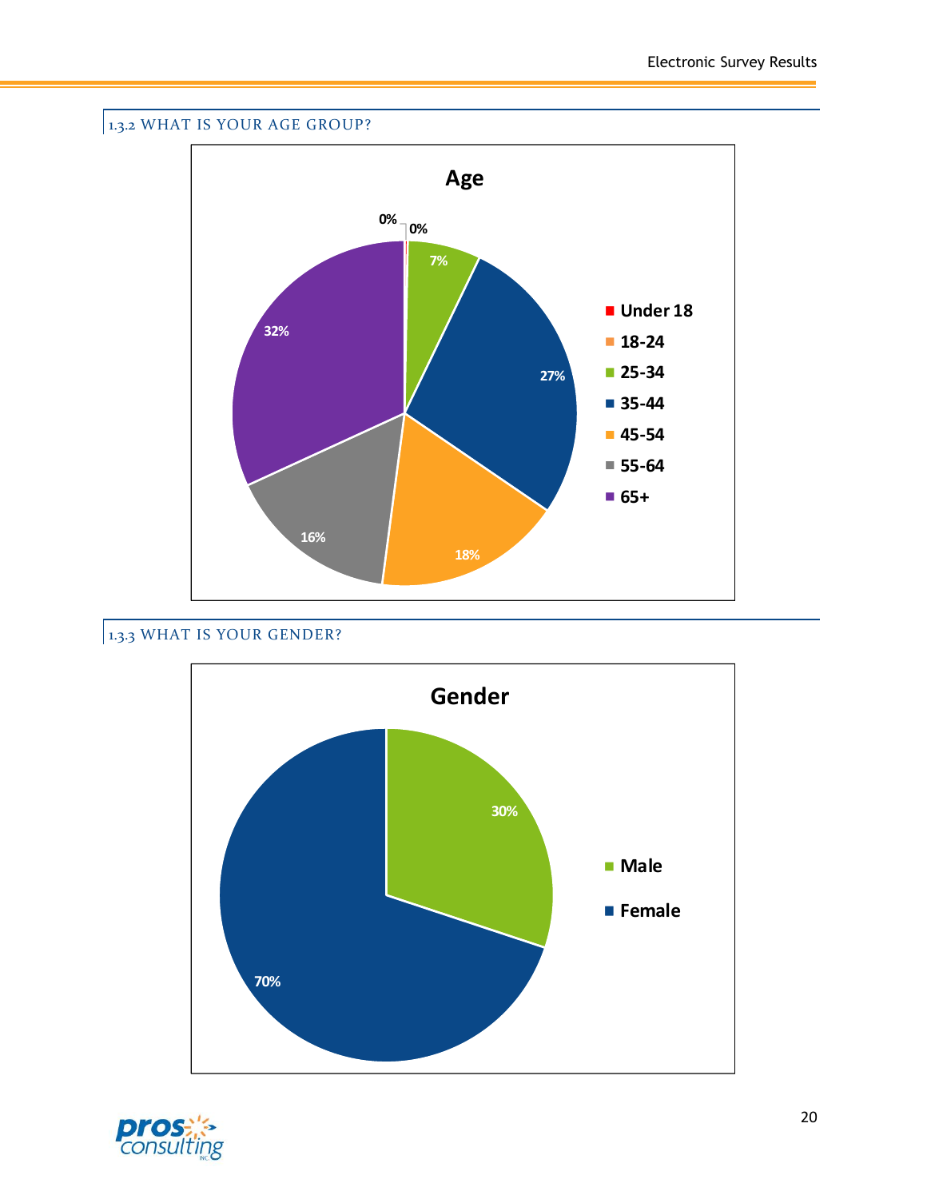### 1.3.2 WHAT IS YOUR AGE GROUP?

**Age**

| Age Group | Percentage |
|---|---|
| Under 18 | 0% |
| 18-24 | 0% |
| 25-34 | 7% |
| 35-44 | 27% |
| 45-54 | 18% |
| 55-64 | 16% |
| 65+ | 32% |

### 1.3.3 WHAT IS YOUR GENDER?

**Gender**

| Gender | Percentage |
|---|---|
| Male | 30% |
| Female | 70% |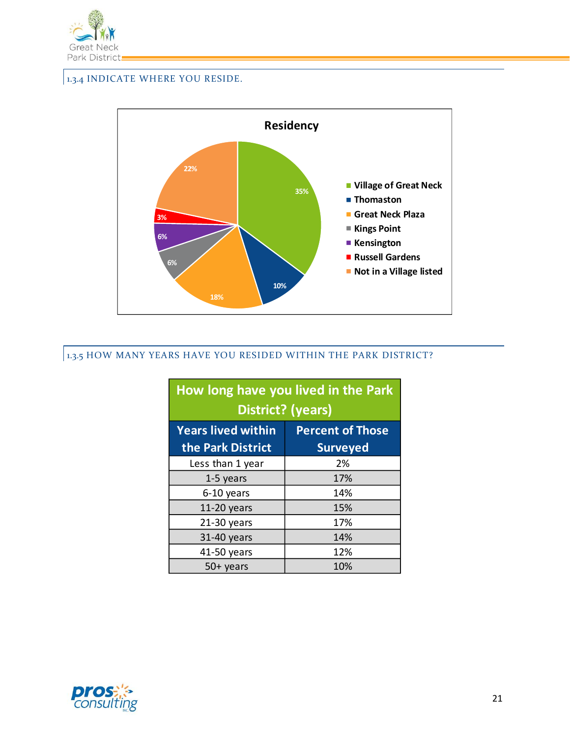### 1.3.4 INDICATE WHERE YOU RESIDE.

**Residency**

| Village | Percent |
|---|---|
| Village of Great Neck | 35% |
| Thomaston | 10% |
| Great Neck Plaza | 18% |
| Kings Point | 6% |
| Kensington | 6% |
| Russell Gardens | 3% |
| Not in a Village listed | 22% |

### 1.3.5 HOW MANY YEARS HAVE YOU RESIDED WITHIN THE PARK DISTRICT?

| How long have you lived in the Park District? (years) | |
|---|---|
| **Years lived within the Park District** | **Percent of Those Surveyed** |
| Less than 1 year | 2% |
| 1-5 years | 17% |
| 6-10 years | 14% |
| 11-20 years | 15% |
| 21-30 years | 17% |
| 31-40 years | 14% |
| 41-50 years | 12% |
| 50+ years | 10% |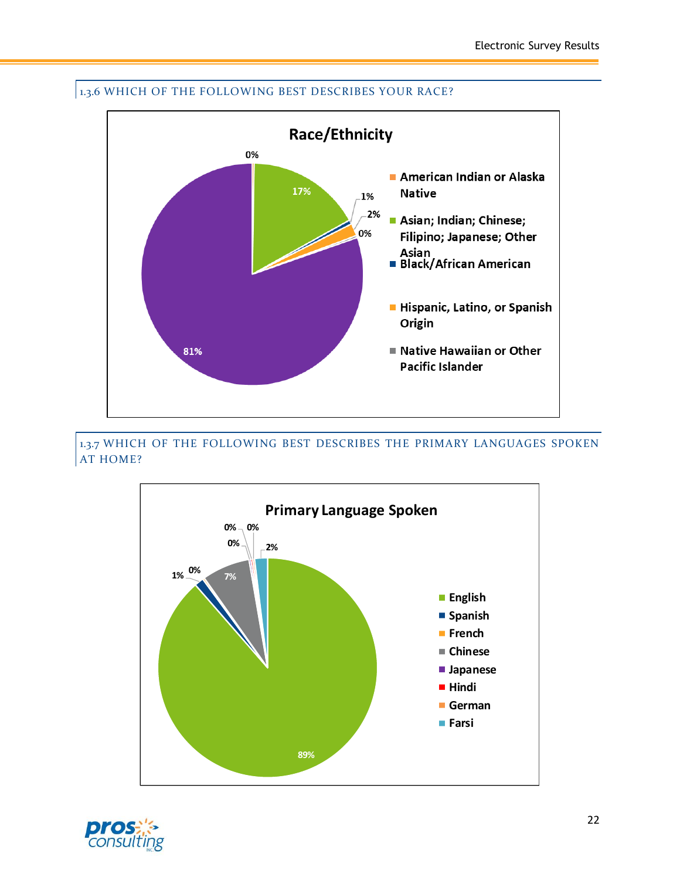## 1.3.6 WHICH OF THE FOLLOWING BEST DESCRIBES YOUR RACE?

**Race/Ethnicity**

| Category | Percentage |
| --- | --- |
| American Indian or Alaska Native | 0% |
| Asian; Indian; Chinese; Filipino; Japanese; Other Asian | 17% |
| Black/African American | 1% |
| Hispanic, Latino, or Spanish Origin | 2% |
| Native Hawaiian or Other Pacific Islander | 0% |
| (unlabeled) | 81% |

## 1.3.7 WHICH OF THE FOLLOWING BEST DESCRIBES THE PRIMARY LANGUAGES SPOKEN AT HOME?

**Primary Language Spoken**

| Language | Percentage |
| --- | --- |
| English | 89% |
| Spanish | 1% |
| French | 0% |
| Chinese | 7% |
| Japanese | 0% |
| Hindi | 0% |
| German | 0% |
| Farsi | 2% |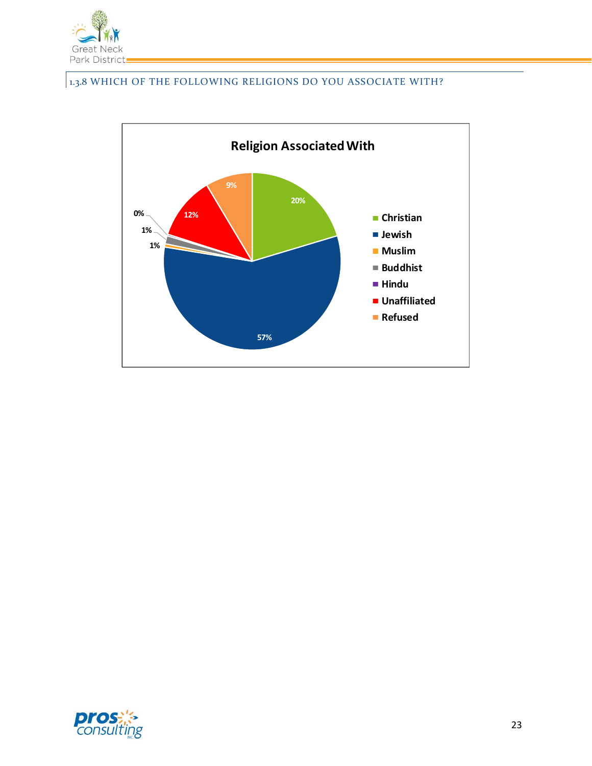### 1.3.8 WHICH OF THE FOLLOWING RELIGIONS DO YOU ASSOCIATE WITH?

**Religion Associated With**

| Religion | Percentage |
|---|---|
| Christian | 20% |
| Jewish | 57% |
| Muslim | 1% |
| Buddhist | 1% |
| Hindu | 0% |
| Unaffiliated | 12% |
| Refused | 9% |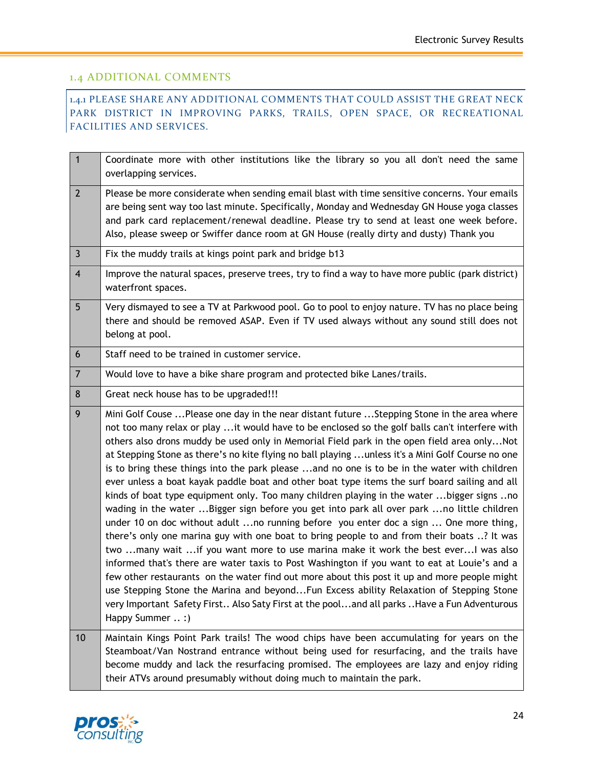## 1.4 ADDITIONAL COMMENTS

### 1.4.1 PLEASE SHARE ANY ADDITIONAL COMMENTS THAT COULD ASSIST THE GREAT NECK PARK DISTRICT IN IMPROVING PARKS, TRAILS, OPEN SPACE, OR RECREATIONAL FACILITIES AND SERVICES.

| | |
|---|---|
| 1 | Coordinate more with other institutions like the library so you all don't need the same overlapping services. |
| 2 | Please be more considerate when sending email blast with time sensitive concerns. Your emails are being sent way too last minute. Specifically, Monday and Wednesday GN House yoga classes and park card replacement/renewal deadline. Please try to send at least one week before. Also, please sweep or Swiffer dance room at GN House (really dirty and dusty) Thank you |
| 3 | Fix the muddy trails at kings point park and bridge b13 |
| 4 | Improve the natural spaces, preserve trees, try to find a way to have more public (park district) waterfront spaces. |
| 5 | Very dismayed to see a TV at Parkwood pool. Go to pool to enjoy nature. TV has no place being there and should be removed ASAP. Even if TV used always without any sound still does not belong at pool. |
| 6 | Staff need to be trained in customer service. |
| 7 | Would love to have a bike share program and protected bike Lanes/trails. |
| 8 | Great neck house has to be upgraded!!! |
| 9 | Mini Golf Couse ...Please one day in the near distant future ...Stepping Stone in the area where not too many relax or play ...it would have to be enclosed so the golf balls can't interfere with others also drons muddy be used only in Memorial Field park in the open field area only...Not at Stepping Stone as there's no kite flying no ball playing ...unless it's a Mini Golf Course no one is to bring these things into the park please ...and no one is to be in the water with children ever unless a boat kayak paddle boat and other boat type items the surf board sailing and all kinds of boat type equipment only. Too many children playing in the water ...bigger signs ..no wading in the water ...Bigger sign before you get into park all over park ...no little children under 10 on doc without adult ...no running before you enter doc a sign ... One more thing, there's only one marina guy with one boat to bring people to and from their boats ..? It was two ...many wait ...if you want more to use marina make it work the best ever...I was also informed that's there are water taxis to Post Washington if you want to eat at Louie's and a few other restaurants on the water find out more about this post it up and more people might use Stepping Stone the Marina and beyond...Fun Excess ability Relaxation of Stepping Stone very Important Safety First.. Also Saty First at the pool...and all parks ..Have a Fun Adventurous Happy Summer .. :) |
| 10 | Maintain Kings Point Park trails! The wood chips have been accumulating for years on the Steamboat/Van Nostrand entrance without being used for resurfacing, and the trails have become muddy and lack the resurfacing promised. The employees are lazy and enjoy riding their ATVs around presumably without doing much to maintain the park. |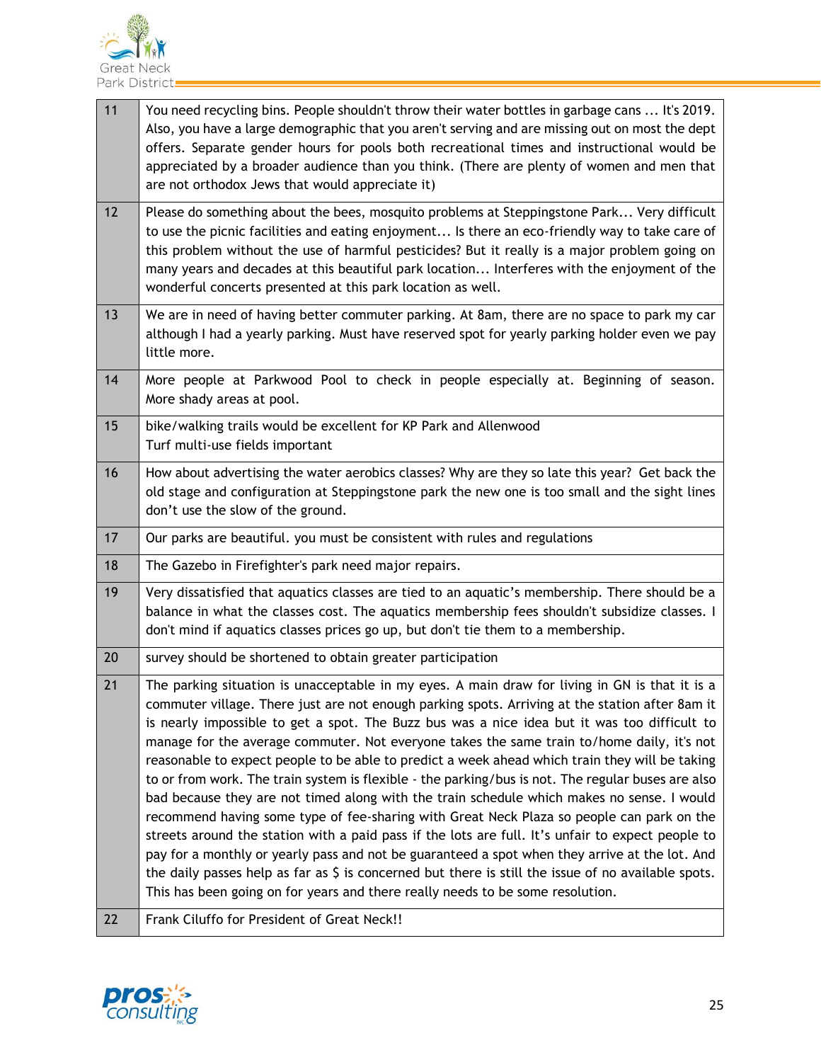| | |
|---|---|
| 11 | You need recycling bins. People shouldn't throw their water bottles in garbage cans ... It's 2019. Also, you have a large demographic that you aren't serving and are missing out on most the dept offers. Separate gender hours for pools both recreational times and instructional would be appreciated by a broader audience than you think. (There are plenty of women and men that are not orthodox Jews that would appreciate it) |
| 12 | Please do something about the bees, mosquito problems at Steppingstone Park... Very difficult to use the picnic facilities and eating enjoyment... Is there an eco-friendly way to take care of this problem without the use of harmful pesticides? But it really is a major problem going on many years and decades at this beautiful park location... Interferes with the enjoyment of the wonderful concerts presented at this park location as well. |
| 13 | We are in need of having better commuter parking. At 8am, there are no space to park my car although I had a yearly parking. Must have reserved spot for yearly parking holder even we pay little more. |
| 14 | More people at Parkwood Pool to check in people especially at. Beginning of season. More shady areas at pool. |
| 15 | bike/walking trails would be excellent for KP Park and Allenwood<br>Turf multi-use fields important |
| 16 | How about advertising the water aerobics classes? Why are they so late this year? Get back the old stage and configuration at Steppingstone park the new one is too small and the sight lines don't use the slow of the ground. |
| 17 | Our parks are beautiful. you must be consistent with rules and regulations |
| 18 | The Gazebo in Firefighter's park need major repairs. |
| 19 | Very dissatisfied that aquatics classes are tied to an aquatic's membership. There should be a balance in what the classes cost. The aquatics membership fees shouldn't subsidize classes. I don't mind if aquatics classes prices go up, but don't tie them to a membership. |
| 20 | survey should be shortened to obtain greater participation |
| 21 | The parking situation is unacceptable in my eyes. A main draw for living in GN is that it is a commuter village. There just are not enough parking spots. Arriving at the station after 8am it is nearly impossible to get a spot. The Buzz bus was a nice idea but it was too difficult to manage for the average commuter. Not everyone takes the same train to/home daily, it's not reasonable to expect people to be able to predict a week ahead which train they will be taking to or from work. The train system is flexible - the parking/bus is not. The regular buses are also bad because they are not timed along with the train schedule which makes no sense. I would recommend having some type of fee-sharing with Great Neck Plaza so people can park on the streets around the station with a paid pass if the lots are full. It's unfair to expect people to pay for a monthly or yearly pass and not be guaranteed a spot when they arrive at the lot. And the daily passes help as far as $ is concerned but there is still the issue of no available spots. This has been going on for years and there really needs to be some resolution. |
| 22 | Frank Ciluffo for President of Great Neck!! |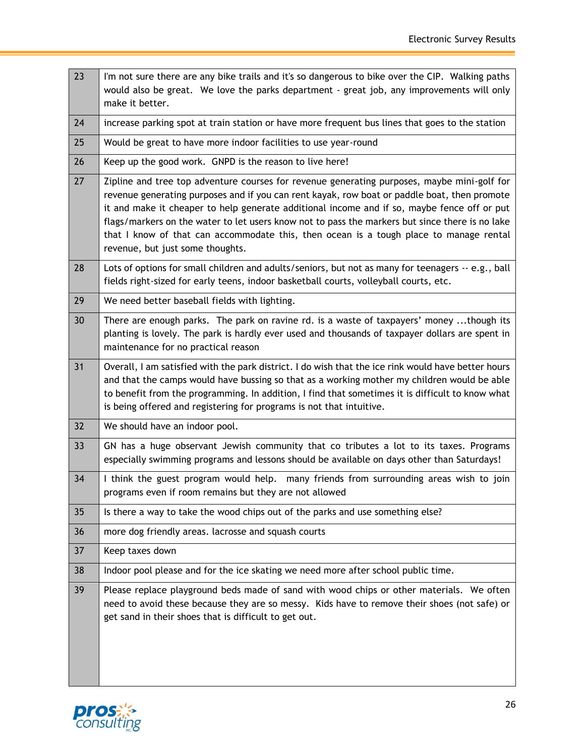| | |
|---|---|
| 23 | I'm not sure there are any bike trails and it's so dangerous to bike over the CIP. Walking paths would also be great. We love the parks department - great job, any improvements will only make it better. |
| 24 | increase parking spot at train station or have more frequent bus lines that goes to the station |
| 25 | Would be great to have more indoor facilities to use year-round |
| 26 | Keep up the good work. GNPD is the reason to live here! |
| 27 | Zipline and tree top adventure courses for revenue generating purposes, maybe mini-golf for revenue generating purposes and if you can rent kayak, row boat or paddle boat, then promote it and make it cheaper to help generate additional income and if so, maybe fence off or put flags/markers on the water to let users know not to pass the markers but since there is no lake that I know of that can accommodate this, then ocean is a tough place to manage rental revenue, but just some thoughts. |
| 28 | Lots of options for small children and adults/seniors, but not as many for teenagers -- e.g., ball fields right-sized for early teens, indoor basketball courts, volleyball courts, etc. |
| 29 | We need better baseball fields with lighting. |
| 30 | There are enough parks. The park on ravine rd. is a waste of taxpayers' money ...though its planting is lovely. The park is hardly ever used and thousands of taxpayer dollars are spent in maintenance for no practical reason |
| 31 | Overall, I am satisfied with the park district. I do wish that the ice rink would have better hours and that the camps would have bussing so that as a working mother my children would be able to benefit from the programming. In addition, I find that sometimes it is difficult to know what is being offered and registering for programs is not that intuitive. |
| 32 | We should have an indoor pool. |
| 33 | GN has a huge observant Jewish community that co tributes a lot to its taxes. Programs especially swimming programs and lessons should be available on days other than Saturdays! |
| 34 | I think the guest program would help. many friends from surrounding areas wish to join programs even if room remains but they are not allowed |
| 35 | Is there a way to take the wood chips out of the parks and use something else? |
| 36 | more dog friendly areas. lacrosse and squash courts |
| 37 | Keep taxes down |
| 38 | Indoor pool please and for the ice skating we need more after school public time. |
| 39 | Please replace playground beds made of sand with wood chips or other materials. We often need to avoid these because they are so messy. Kids have to remove their shoes (not safe) or get sand in their shoes that is difficult to get out. |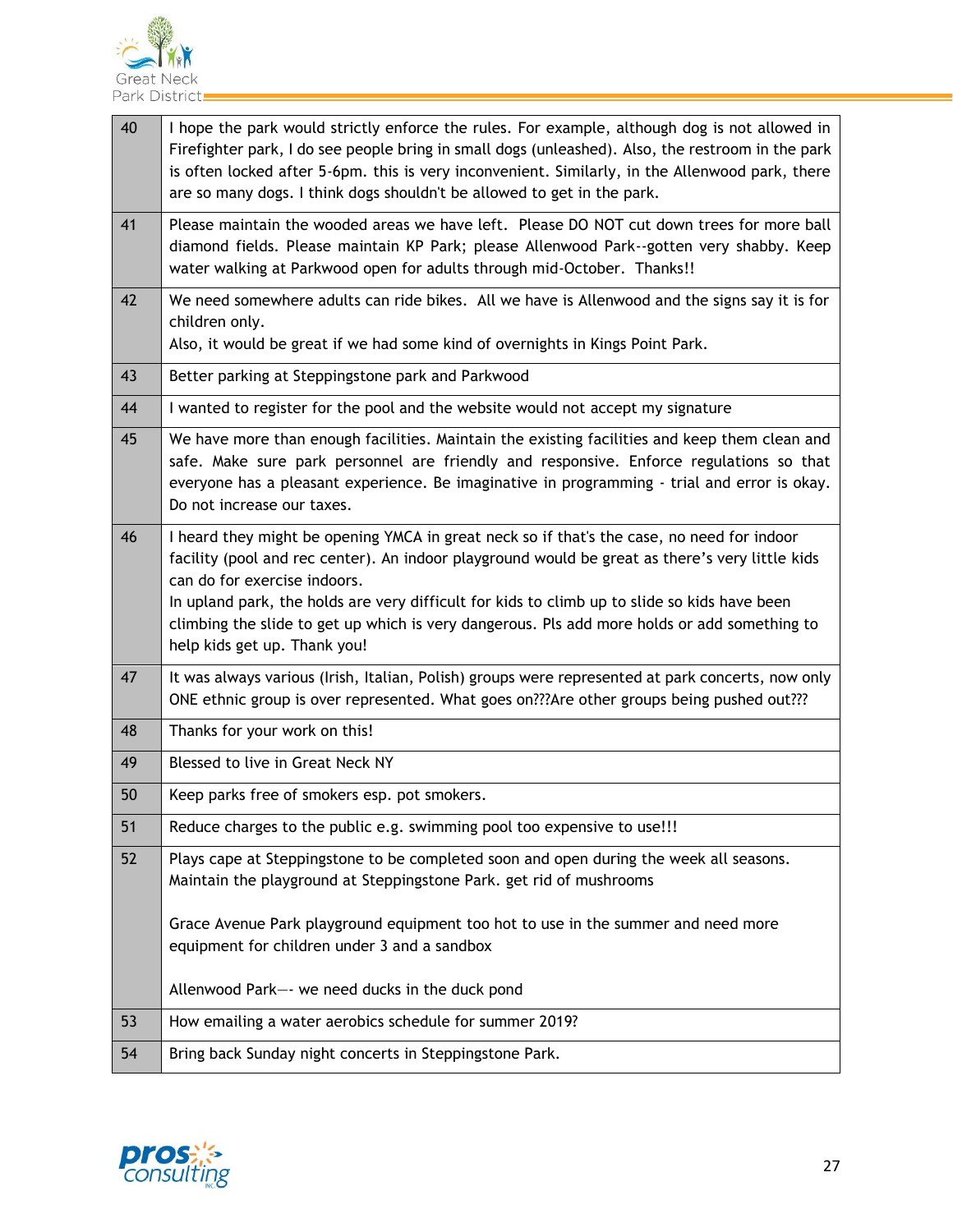| | |
|---|---|
| 40 | I hope the park would strictly enforce the rules. For example, although dog is not allowed in Firefighter park, I do see people bring in small dogs (unleashed). Also, the restroom in the park is often locked after 5-6pm. this is very inconvenient. Similarly, in the Allenwood park, there are so many dogs. I think dogs shouldn't be allowed to get in the park. |
| 41 | Please maintain the wooded areas we have left. Please DO NOT cut down trees for more ball diamond fields. Please maintain KP Park; please Allenwood Park--gotten very shabby. Keep water walking at Parkwood open for adults through mid-October. Thanks!! |
| 42 | We need somewhere adults can ride bikes. All we have is Allenwood and the signs say it is for children only.<br>Also, it would be great if we had some kind of overnights in Kings Point Park. |
| 43 | Better parking at Steppingstone park and Parkwood |
| 44 | I wanted to register for the pool and the website would not accept my signature |
| 45 | We have more than enough facilities. Maintain the existing facilities and keep them clean and safe. Make sure park personnel are friendly and responsive. Enforce regulations so that everyone has a pleasant experience. Be imaginative in programming - trial and error is okay. Do not increase our taxes. |
| 46 | I heard they might be opening YMCA in great neck so if that's the case, no need for indoor facility (pool and rec center). An indoor playground would be great as there's very little kids can do for exercise indoors.<br>In upland park, the holds are very difficult for kids to climb up to slide so kids have been climbing the slide to get up which is very dangerous. Pls add more holds or add something to help kids get up. Thank you! |
| 47 | It was always various (Irish, Italian, Polish) groups were represented at park concerts, now only ONE ethnic group is over represented. What goes on???Are other groups being pushed out??? |
| 48 | Thanks for your work on this! |
| 49 | Blessed to live in Great Neck NY |
| 50 | Keep parks free of smokers esp. pot smokers. |
| 51 | Reduce charges to the public e.g. swimming pool too expensive to use!!! |
| 52 | Plays cape at Steppingstone to be completed soon and open during the week all seasons. Maintain the playground at Steppingstone Park. get rid of mushrooms<br><br>Grace Avenue Park playground equipment too hot to use in the summer and need more equipment for children under 3 and a sandbox<br><br>Allenwood Park—- we need ducks in the duck pond |
| 53 | How emailing a water aerobics schedule for summer 2019? |
| 54 | Bring back Sunday night concerts in Steppingstone Park. |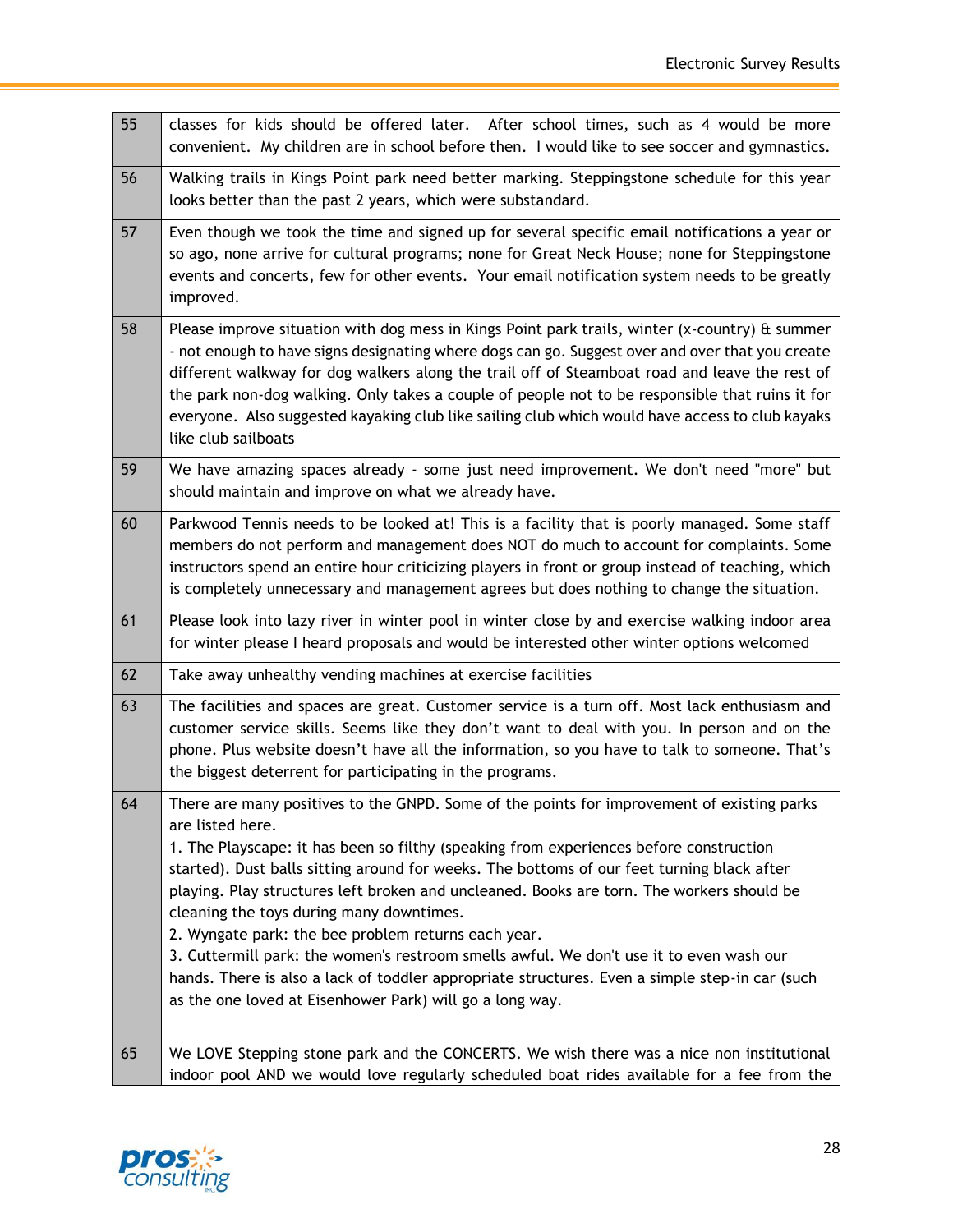| | |
|---|---|
| 55 | classes for kids should be offered later. After school times, such as 4 would be more convenient. My children are in school before then. I would like to see soccer and gymnastics. |
| 56 | Walking trails in Kings Point park need better marking. Steppingstone schedule for this year looks better than the past 2 years, which were substandard. |
| 57 | Even though we took the time and signed up for several specific email notifications a year or so ago, none arrive for cultural programs; none for Great Neck House; none for Steppingstone events and concerts, few for other events. Your email notification system needs to be greatly improved. |
| 58 | Please improve situation with dog mess in Kings Point park trails, winter (x-country) & summer - not enough to have signs designating where dogs can go. Suggest over and over that you create different walkway for dog walkers along the trail off of Steamboat road and leave the rest of the park non-dog walking. Only takes a couple of people not to be responsible that ruins it for everyone. Also suggested kayaking club like sailing club which would have access to club kayaks like club sailboats |
| 59 | We have amazing spaces already - some just need improvement. We don't need "more" but should maintain and improve on what we already have. |
| 60 | Parkwood Tennis needs to be looked at! This is a facility that is poorly managed. Some staff members do not perform and management does NOT do much to account for complaints. Some instructors spend an entire hour criticizing players in front or group instead of teaching, which is completely unnecessary and management agrees but does nothing to change the situation. |
| 61 | Please look into lazy river in winter pool in winter close by and exercise walking indoor area for winter please I heard proposals and would be interested other winter options welcomed |
| 62 | Take away unhealthy vending machines at exercise facilities |
| 63 | The facilities and spaces are great. Customer service is a turn off. Most lack enthusiasm and customer service skills. Seems like they don't want to deal with you. In person and on the phone. Plus website doesn't have all the information, so you have to talk to someone. That's the biggest deterrent for participating in the programs. |
| 64 | There are many positives to the GNPD. Some of the points for improvement of existing parks are listed here.<br>1. The Playscape: it has been so filthy (speaking from experiences before construction started). Dust balls sitting around for weeks. The bottoms of our feet turning black after playing. Play structures left broken and uncleaned. Books are torn. The workers should be cleaning the toys during many downtimes.<br>2. Wyngate park: the bee problem returns each year.<br>3. Cuttermill park: the women's restroom smells awful. We don't use it to even wash our hands. There is also a lack of toddler appropriate structures. Even a simple step-in car (such as the one loved at Eisenhower Park) will go a long way. |
| 65 | We LOVE Stepping stone park and the CONCERTS. We wish there was a nice non institutional indoor pool AND we would love regularly scheduled boat rides available for a fee from the |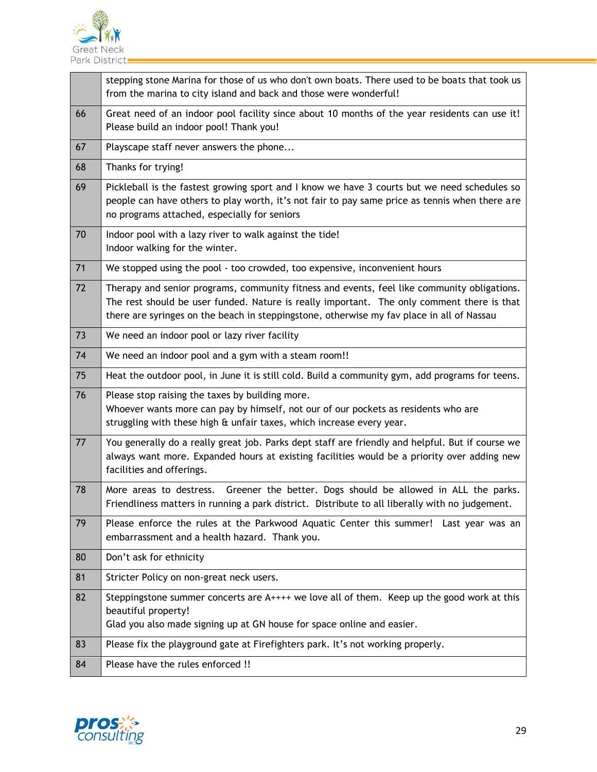|  |  |
|---|---|
|  | stepping stone Marina for those of us who don't own boats. There used to be boats that took us from the marina to city island and back and those were wonderful! |
| 66 | Great need of an indoor pool facility since about 10 months of the year residents can use it! Please build an indoor pool! Thank you! |
| 67 | Playscape staff never answers the phone... |
| 68 | Thanks for trying! |
| 69 | Pickleball is the fastest growing sport and I know we have 3 courts but we need schedules so people can have others to play worth, it's not fair to pay same price as tennis when there are no programs attached, especially for seniors |
| 70 | Indoor pool with a lazy river to walk against the tide!<br>Indoor walking for the winter. |
| 71 | We stopped using the pool - too crowded, too expensive, inconvenient hours |
| 72 | Therapy and senior programs, community fitness and events, feel like community obligations. The rest should be user funded. Nature is really important. The only comment there is that there are syringes on the beach in steppingstone, otherwise my fav place in all of Nassau |
| 73 | We need an indoor pool or lazy river facility |
| 74 | We need an indoor pool and a gym with a steam room!! |
| 75 | Heat the outdoor pool, in June it is still cold. Build a community gym, add programs for teens. |
| 76 | Please stop raising the taxes by building more.<br>Whoever wants more can pay by himself, not our of our pockets as residents who are struggling with these high & unfair taxes, which increase every year. |
| 77 | You generally do a really great job. Parks dept staff are friendly and helpful. But if course we always want more. Expanded hours at existing facilities would be a priority over adding new facilities and offerings. |
| 78 | More areas to destress. Greener the better. Dogs should be allowed in ALL the parks. Friendliness matters in running a park district. Distribute to all liberally with no judgement. |
| 79 | Please enforce the rules at the Parkwood Aquatic Center this summer! Last year was an embarrassment and a health hazard. Thank you. |
| 80 | Don't ask for ethnicity |
| 81 | Stricter Policy on non-great neck users. |
| 82 | Steppingstone summer concerts are A++++ we love all of them. Keep up the good work at this beautiful property!<br>Glad you also made signing up at GN house for space online and easier. |
| 83 | Please fix the playground gate at Firefighters park. It's not working properly. |
| 84 | Please have the rules enforced !! |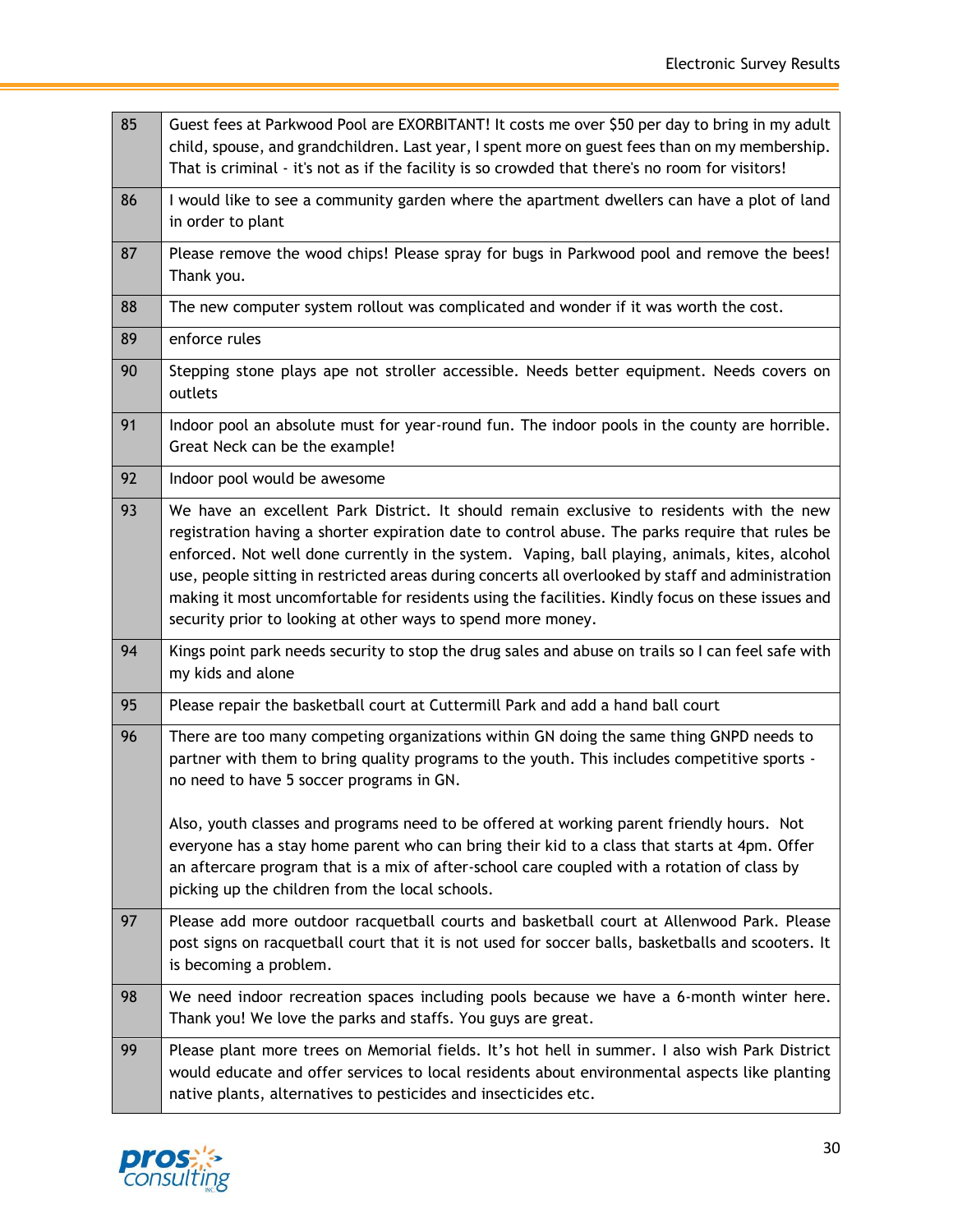| | |
|---|---|
| 85 | Guest fees at Parkwood Pool are EXORBITANT! It costs me over $50 per day to bring in my adult child, spouse, and grandchildren. Last year, I spent more on guest fees than on my membership. That is criminal - it's not as if the facility is so crowded that there's no room for visitors! |
| 86 | I would like to see a community garden where the apartment dwellers can have a plot of land in order to plant |
| 87 | Please remove the wood chips! Please spray for bugs in Parkwood pool and remove the bees! Thank you. |
| 88 | The new computer system rollout was complicated and wonder if it was worth the cost. |
| 89 | enforce rules |
| 90 | Stepping stone plays ape not stroller accessible. Needs better equipment. Needs covers on outlets |
| 91 | Indoor pool an absolute must for year-round fun. The indoor pools in the county are horrible. Great Neck can be the example! |
| 92 | Indoor pool would be awesome |
| 93 | We have an excellent Park District. It should remain exclusive to residents with the new registration having a shorter expiration date to control abuse. The parks require that rules be enforced. Not well done currently in the system. Vaping, ball playing, animals, kites, alcohol use, people sitting in restricted areas during concerts all overlooked by staff and administration making it most uncomfortable for residents using the facilities. Kindly focus on these issues and security prior to looking at other ways to spend more money. |
| 94 | Kings point park needs security to stop the drug sales and abuse on trails so I can feel safe with my kids and alone |
| 95 | Please repair the basketball court at Cuttermill Park and add a hand ball court |
| 96 | There are too many competing organizations within GN doing the same thing GNPD needs to partner with them to bring quality programs to the youth. This includes competitive sports - no need to have 5 soccer programs in GN.<br><br>Also, youth classes and programs need to be offered at working parent friendly hours. Not everyone has a stay home parent who can bring their kid to a class that starts at 4pm. Offer an aftercare program that is a mix of after-school care coupled with a rotation of class by picking up the children from the local schools. |
| 97 | Please add more outdoor racquetball courts and basketball court at Allenwood Park. Please post signs on racquetball court that it is not used for soccer balls, basketballs and scooters. It is becoming a problem. |
| 98 | We need indoor recreation spaces including pools because we have a 6-month winter here. Thank you! We love the parks and staffs. You guys are great. |
| 99 | Please plant more trees on Memorial fields. It's hot hell in summer. I also wish Park District would educate and offer services to local residents about environmental aspects like planting native plants, alternatives to pesticides and insecticides etc. |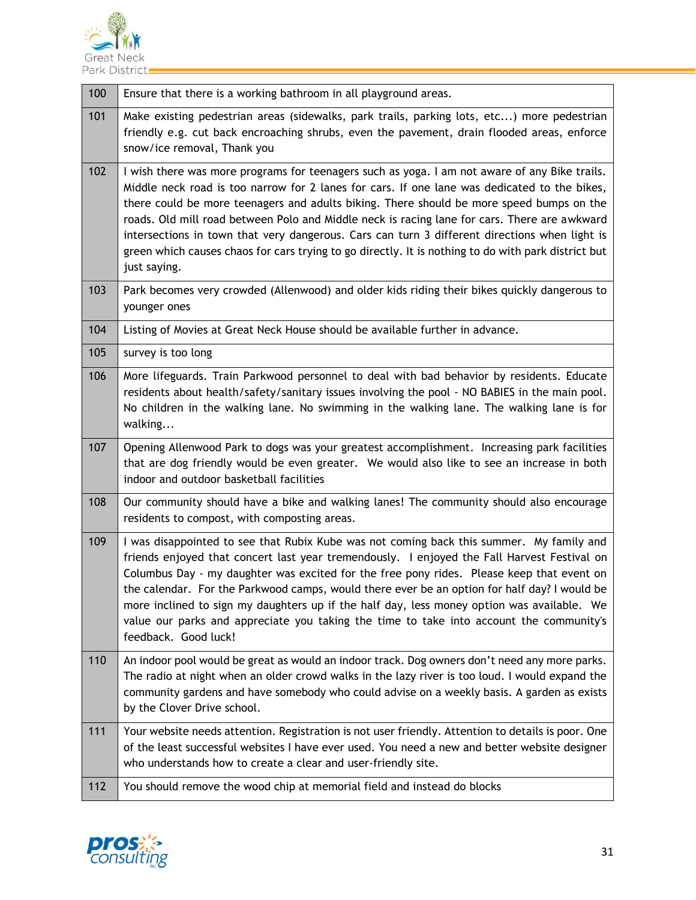| | |
|---|---|
| 100 | Ensure that there is a working bathroom in all playground areas. |
| 101 | Make existing pedestrian areas (sidewalks, park trails, parking lots, etc...) more pedestrian friendly e.g. cut back encroaching shrubs, even the pavement, drain flooded areas, enforce snow/ice removal, Thank you |
| 102 | I wish there was more programs for teenagers such as yoga. I am not aware of any Bike trails. Middle neck road is too narrow for 2 lanes for cars. If one lane was dedicated to the bikes, there could be more teenagers and adults biking. There should be more speed bumps on the roads. Old mill road between Polo and Middle neck is racing lane for cars. There are awkward intersections in town that very dangerous. Cars can turn 3 different directions when light is green which causes chaos for cars trying to go directly. It is nothing to do with park district but just saying. |
| 103 | Park becomes very crowded (Allenwood) and older kids riding their bikes quickly dangerous to younger ones |
| 104 | Listing of Movies at Great Neck House should be available further in advance. |
| 105 | survey is too long |
| 106 | More lifeguards. Train Parkwood personnel to deal with bad behavior by residents. Educate residents about health/safety/sanitary issues involving the pool - NO BABIES in the main pool. No children in the walking lane. No swimming in the walking lane. The walking lane is for walking... |
| 107 | Opening Allenwood Park to dogs was your greatest accomplishment. Increasing park facilities that are dog friendly would be even greater. We would also like to see an increase in both indoor and outdoor basketball facilities |
| 108 | Our community should have a bike and walking lanes! The community should also encourage residents to compost, with composting areas. |
| 109 | I was disappointed to see that Rubix Kube was not coming back this summer. My family and friends enjoyed that concert last year tremendously. I enjoyed the Fall Harvest Festival on Columbus Day - my daughter was excited for the free pony rides. Please keep that event on the calendar. For the Parkwood camps, would there ever be an option for half day? I would be more inclined to sign my daughters up if the half day, less money option was available. We value our parks and appreciate you taking the time to take into account the community's feedback. Good luck! |
| 110 | An indoor pool would be great as would an indoor track. Dog owners don't need any more parks. The radio at night when an older crowd walks in the lazy river is too loud. I would expand the community gardens and have somebody who could advise on a weekly basis. A garden as exists by the Clover Drive school. |
| 111 | Your website needs attention. Registration is not user friendly. Attention to details is poor. One of the least successful websites I have ever used. You need a new and better website designer who understands how to create a clear and user-friendly site. |
| 112 | You should remove the wood chip at memorial field and instead do blocks |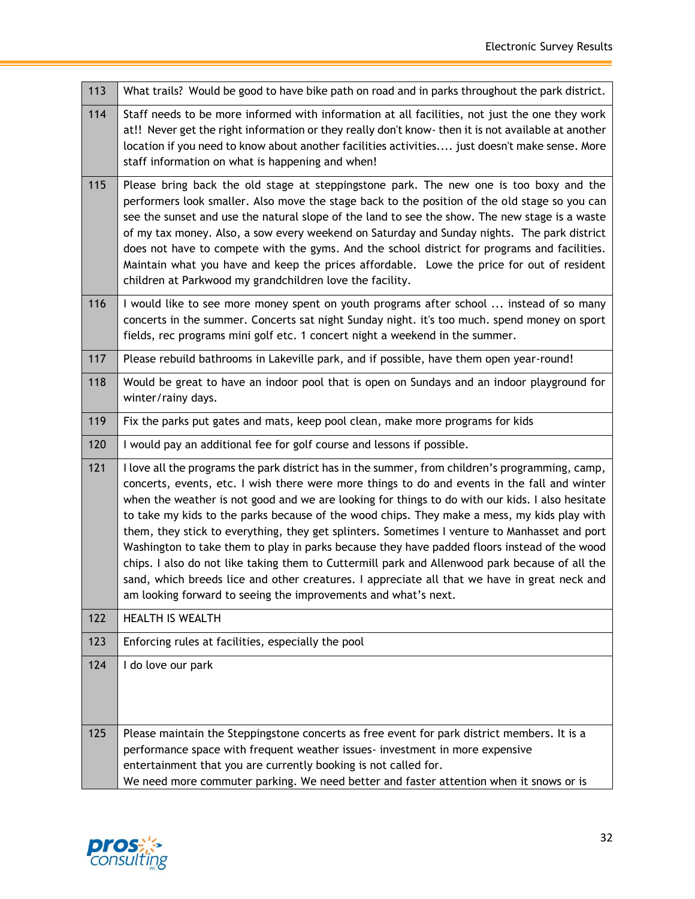| | |
|---|---|
| 113 | What trails? Would be good to have bike path on road and in parks throughout the park district. |
| 114 | Staff needs to be more informed with information at all facilities, not just the one they work at!! Never get the right information or they really don't know- then it is not available at another location if you need to know about another facilities activities.... just doesn't make sense. More staff information on what is happening and when! |
| 115 | Please bring back the old stage at steppingstone park. The new one is too boxy and the performers look smaller. Also move the stage back to the position of the old stage so you can see the sunset and use the natural slope of the land to see the show. The new stage is a waste of my tax money. Also, a sow every weekend on Saturday and Sunday nights. The park district does not have to compete with the gyms. And the school district for programs and facilities. Maintain what you have and keep the prices affordable. Lowe the price for out of resident children at Parkwood my grandchildren love the facility. |
| 116 | I would like to see more money spent on youth programs after school ... instead of so many concerts in the summer. Concerts sat night Sunday night. it's too much. spend money on sport fields, rec programs mini golf etc. 1 concert night a weekend in the summer. |
| 117 | Please rebuild bathrooms in Lakeville park, and if possible, have them open year-round! |
| 118 | Would be great to have an indoor pool that is open on Sundays and an indoor playground for winter/rainy days. |
| 119 | Fix the parks put gates and mats, keep pool clean, make more programs for kids |
| 120 | I would pay an additional fee for golf course and lessons if possible. |
| 121 | I love all the programs the park district has in the summer, from children's programming, camp, concerts, events, etc. I wish there were more things to do and events in the fall and winter when the weather is not good and we are looking for things to do with our kids. I also hesitate to take my kids to the parks because of the wood chips. They make a mess, my kids play with them, they stick to everything, they get splinters. Sometimes I venture to Manhasset and port Washington to take them to play in parks because they have padded floors instead of the wood chips. I also do not like taking them to Cuttermill park and Allenwood park because of all the sand, which breeds lice and other creatures. I appreciate all that we have in great neck and am looking forward to seeing the improvements and what's next. |
| 122 | HEALTH IS WEALTH |
| 123 | Enforcing rules at facilities, especially the pool |
| 124 | I do love our park |
| 125 | Please maintain the Steppingstone concerts as free event for park district members. It is a performance space with frequent weather issues- investment in more expensive entertainment that you are currently booking is not called for. We need more commuter parking. We need better and faster attention when it snows or is |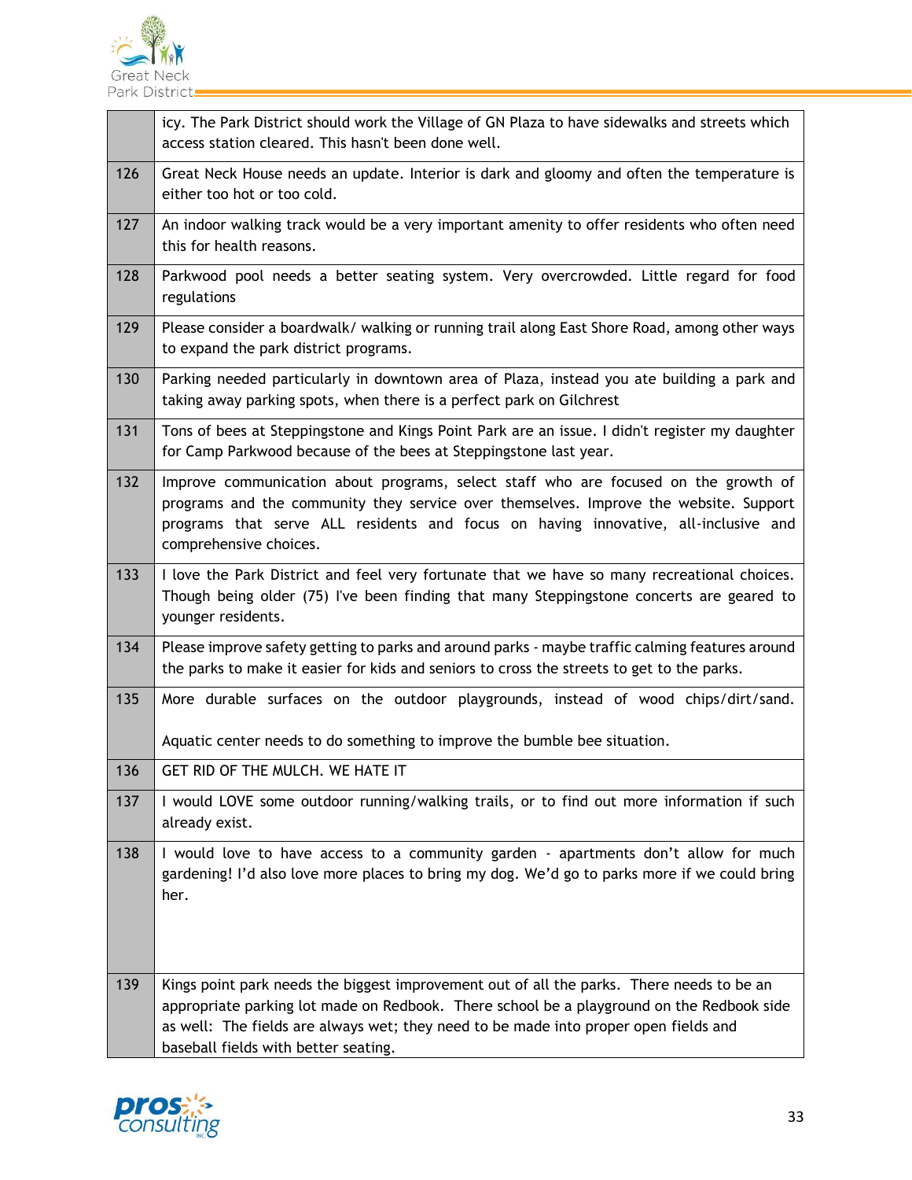| | |
|---|---|
| | icy. The Park District should work the Village of GN Plaza to have sidewalks and streets which access station cleared. This hasn't been done well. |
| 126 | Great Neck House needs an update. Interior is dark and gloomy and often the temperature is either too hot or too cold. |
| 127 | An indoor walking track would be a very important amenity to offer residents who often need this for health reasons. |
| 128 | Parkwood pool needs a better seating system. Very overcrowded. Little regard for food regulations |
| 129 | Please consider a boardwalk/ walking or running trail along East Shore Road, among other ways to expand the park district programs. |
| 130 | Parking needed particularly in downtown area of Plaza, instead you ate building a park and taking away parking spots, when there is a perfect park on Gilchrest |
| 131 | Tons of bees at Steppingstone and Kings Point Park are an issue. I didn't register my daughter for Camp Parkwood because of the bees at Steppingstone last year. |
| 132 | Improve communication about programs, select staff who are focused on the growth of programs and the community they service over themselves. Improve the website. Support programs that serve ALL residents and focus on having innovative, all-inclusive and comprehensive choices. |
| 133 | I love the Park District and feel very fortunate that we have so many recreational choices. Though being older (75) I've been finding that many Steppingstone concerts are geared to younger residents. |
| 134 | Please improve safety getting to parks and around parks - maybe traffic calming features around the parks to make it easier for kids and seniors to cross the streets to get to the parks. |
| 135 | More durable surfaces on the outdoor playgrounds, instead of wood chips/dirt/sand.<br><br>Aquatic center needs to do something to improve the bumble bee situation. |
| 136 | GET RID OF THE MULCH. WE HATE IT |
| 137 | I would LOVE some outdoor running/walking trails, or to find out more information if such already exist. |
| 138 | I would love to have access to a community garden - apartments don't allow for much gardening! I'd also love more places to bring my dog. We'd go to parks more if we could bring her. |
| 139 | Kings point park needs the biggest improvement out of all the parks. There needs to be an appropriate parking lot made on Redbook. There school be a playground on the Redbook side as well: The fields are always wet; they need to be made into proper open fields and baseball fields with better seating. |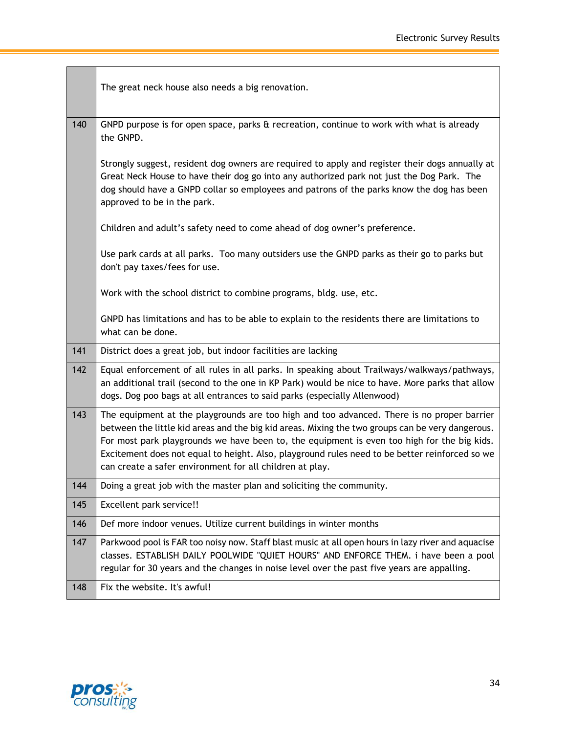| | |
|---|---|
| | The great neck house also needs a big renovation. |
| 140 | GNPD purpose is for open space, parks & recreation, continue to work with what is already the GNPD.<br><br>Strongly suggest, resident dog owners are required to apply and register their dogs annually at Great Neck House to have their dog go into any authorized park not just the Dog Park. The dog should have a GNPD collar so employees and patrons of the parks know the dog has been approved to be in the park.<br><br>Children and adult's safety need to come ahead of dog owner's preference.<br><br>Use park cards at all parks. Too many outsiders use the GNPD parks as their go to parks but don't pay taxes/fees for use.<br><br>Work with the school district to combine programs, bldg. use, etc.<br><br>GNPD has limitations and has to be able to explain to the residents there are limitations to what can be done. |
| 141 | District does a great job, but indoor facilities are lacking |
| 142 | Equal enforcement of all rules in all parks. In speaking about Trailways/walkways/pathways, an additional trail (second to the one in KP Park) would be nice to have. More parks that allow dogs. Dog poo bags at all entrances to said parks (especially Allenwood) |
| 143 | The equipment at the playgrounds are too high and too advanced. There is no proper barrier between the little kid areas and the big kid areas. Mixing the two groups can be very dangerous. For most park playgrounds we have been to, the equipment is even too high for the big kids. Excitement does not equal to height. Also, playground rules need to be better reinforced so we can create a safer environment for all children at play. |
| 144 | Doing a great job with the master plan and soliciting the community. |
| 145 | Excellent park service!! |
| 146 | Def more indoor venues. Utilize current buildings in winter months |
| 147 | Parkwood pool is FAR too noisy now. Staff blast music at all open hours in lazy river and aquacise classes. ESTABLISH DAILY POOLWIDE "QUIET HOURS" AND ENFORCE THEM. i have been a pool regular for 30 years and the changes in noise level over the past five years are appalling. |
| 148 | Fix the website. It's awful! |